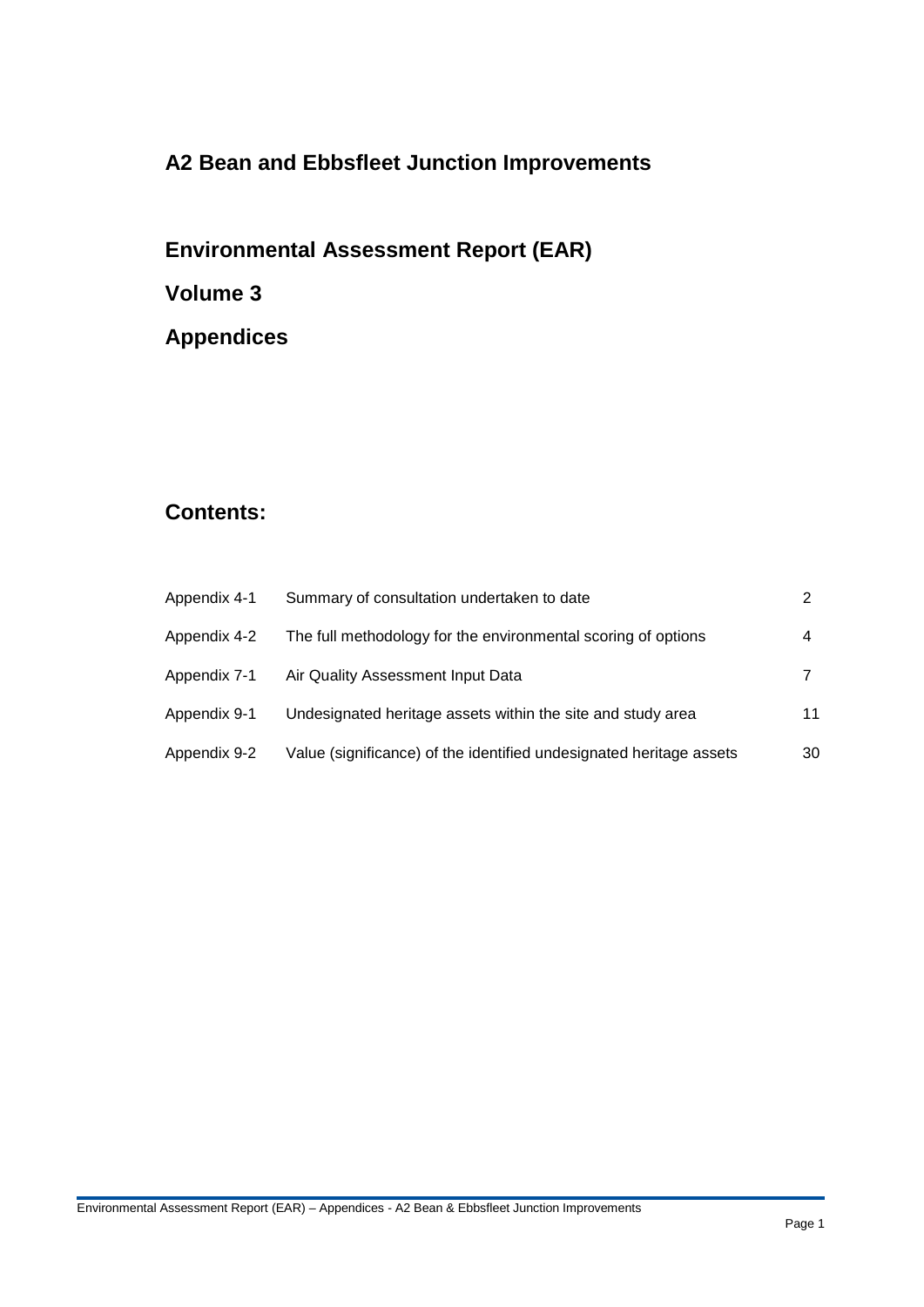# A2 Bean and Ebbsfleet Junction Improvements

## Environmental Assessment Report (EAR)

## Volume 3

## Appendices

## Contents:

| | | |
|---|---|---|
| Appendix 4-1 | Summary of consultation undertaken to date | 2 |
| Appendix 4-2 | The full methodology for the environmental scoring of options | 4 |
| Appendix 7-1 | Air Quality Assessment Input Data | 7 |
| Appendix 9-1 | Undesignated heritage assets within the site and study area | 11 |
| Appendix 9-2 | Value (significance) of the identified undesignated heritage assets | 30 |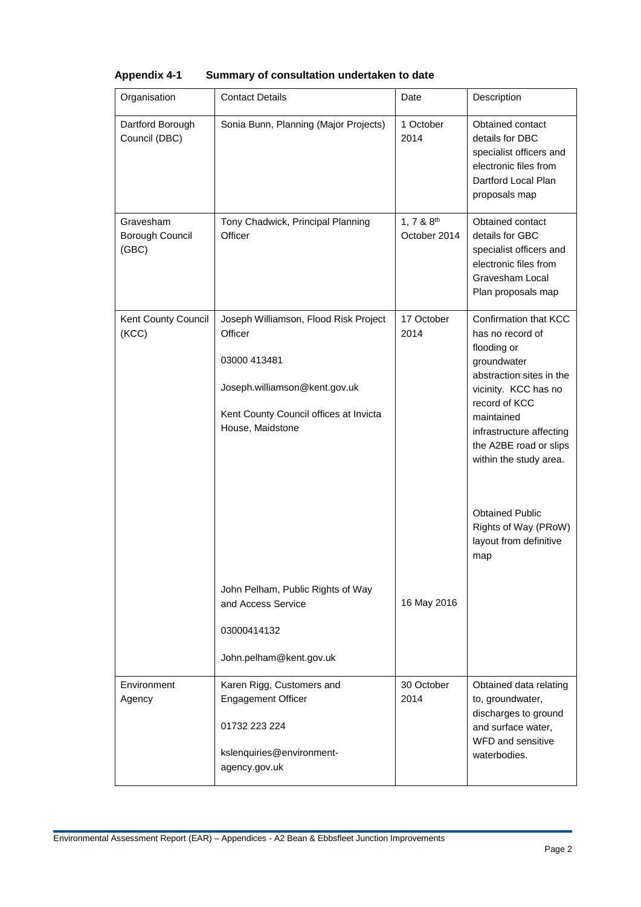**Appendix 4-1 Summary of consultation undertaken to date**

| Organisation | Contact Details | Date | Description |
|---|---|---|---|
| Dartford Borough Council (DBC) | Sonia Bunn, Planning (Major Projects) | 1 October 2014 | Obtained contact details for DBC specialist officers and electronic files from Dartford Local Plan proposals map |
| Gravesham Borough Council (GBC) | Tony Chadwick, Principal Planning Officer | 1, 7 & 8th October 2014 | Obtained contact details for GBC specialist officers and electronic files from Gravesham Local Plan proposals map |
| Kent County Council (KCC) | Joseph Williamson, Flood Risk Project Officer<br><br>03000 413481<br><br>Joseph.williamson@kent.gov.uk<br><br>Kent County Council offices at Invicta House, Maidstone | 17 October 2014 | Confirmation that KCC has no record of flooding or groundwater abstraction sites in the vicinity. KCC has no record of KCC maintained infrastructure affecting the A2BE road or slips within the study area. |
| | John Pelham, Public Rights of Way and Access Service<br><br>03000414132<br><br>John.pelham@kent.gov.uk | 16 May 2016 | Obtained Public Rights of Way (PRoW) layout from definitive map |
| Environment Agency | Karen Rigg, Customers and Engagement Officer<br><br>01732 223 224<br><br>kslenquiries@environment-agency.gov.uk | 30 October 2014 | Obtained data relating to, groundwater, discharges to ground and surface water, WFD and sensitive waterbodies. |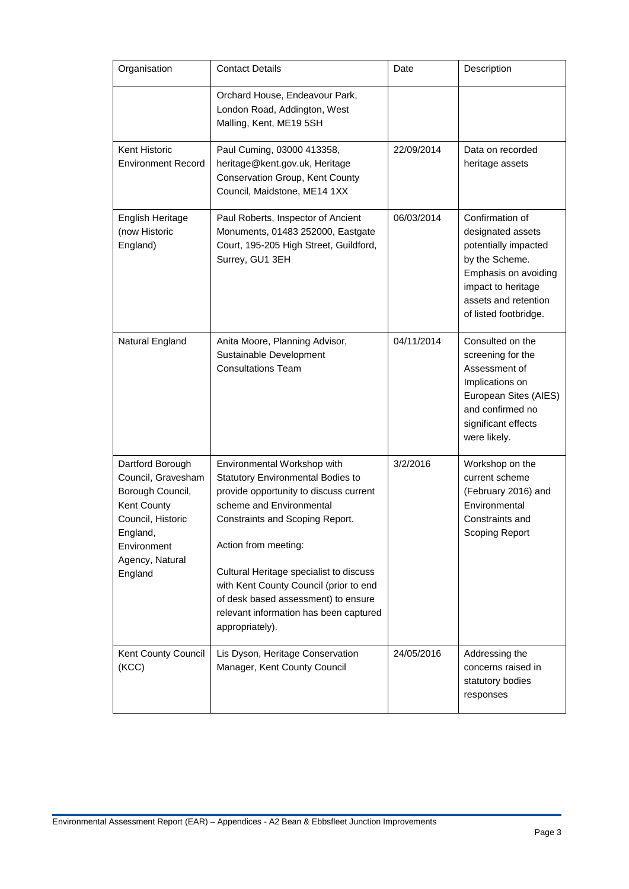| Organisation | Contact Details | Date | Description |
|---|---|---|---|
| | Orchard House, Endeavour Park, London Road, Addington, West Malling, Kent, ME19 5SH | | |
| Kent Historic Environment Record | Paul Cuming, 03000 413358, heritage@kent.gov.uk, Heritage Conservation Group, Kent County Council, Maidstone, ME14 1XX | 22/09/2014 | Data on recorded heritage assets |
| English Heritage (now Historic England) | Paul Roberts, Inspector of Ancient Monuments, 01483 252000, Eastgate Court, 195-205 High Street, Guildford, Surrey, GU1 3EH | 06/03/2014 | Confirmation of designated assets potentially impacted by the Scheme. Emphasis on avoiding impact to heritage assets and retention of listed footbridge. |
| Natural England | Anita Moore, Planning Advisor, Sustainable Development Consultations Team | 04/11/2014 | Consulted on the screening for the Assessment of Implications on European Sites (AIES) and confirmed no significant effects were likely. |
| Dartford Borough Council, Gravesham Borough Council, Kent County Council, Historic England, Environment Agency, Natural England | Environmental Workshop with Statutory Environmental Bodies to provide opportunity to discuss current scheme and Environmental Constraints and Scoping Report.<br><br>Action from meeting:<br><br>Cultural Heritage specialist to discuss with Kent County Council (prior to end of desk based assessment) to ensure relevant information has been captured appropriately). | 3/2/2016 | Workshop on the current scheme (February 2016) and Environmental Constraints and Scoping Report |
| Kent County Council (KCC) | Lis Dyson, Heritage Conservation Manager, Kent County Council | 24/05/2016 | Addressing the concerns raised in statutory bodies responses |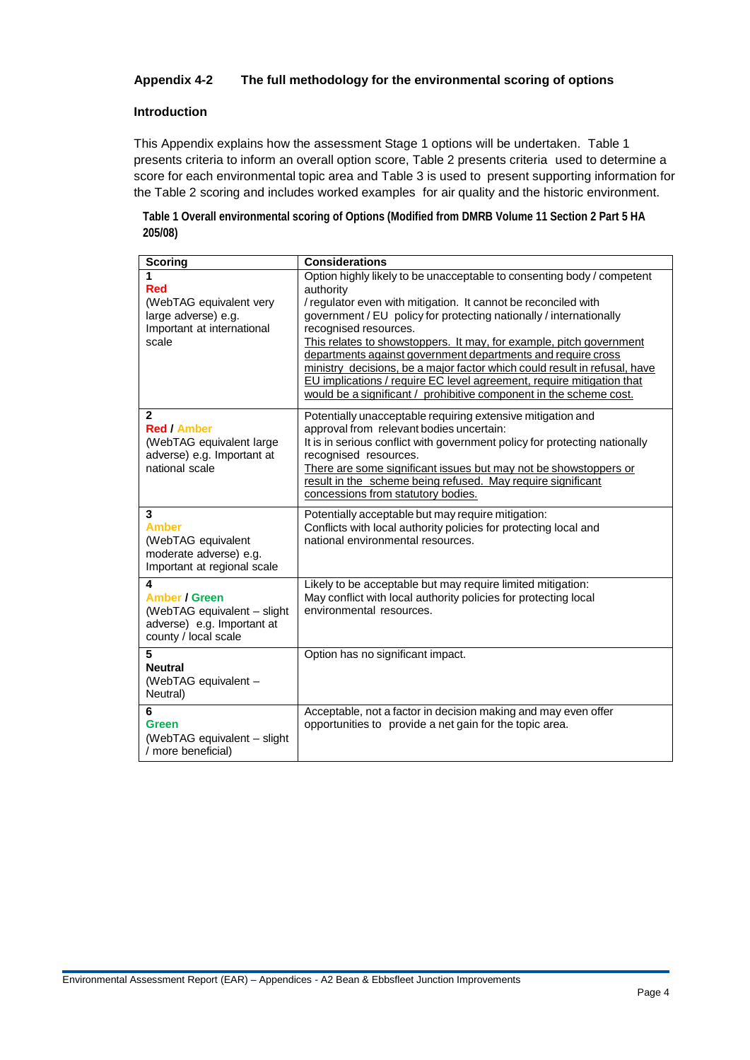## Appendix 4-2 The full methodology for the environmental scoring of options

### Introduction

This Appendix explains how the assessment Stage 1 options will be undertaken. Table 1 presents criteria to inform an overall option score, Table 2 presents criteria used to determine a score for each environmental topic area and Table 3 is used to present supporting information for the Table 2 scoring and includes worked examples for air quality and the historic environment.

**Table 1 Overall environmental scoring of Options (Modified from DMRB Volume 11 Section 2 Part 5 HA 205/08)**

| Scoring | Considerations |
|---|---|
| **1**<br>**Red**<br>(WebTAG equivalent very large adverse) e.g. Important at international scale | Option highly likely to be unacceptable to consenting body / competent authority<br>/ regulator even with mitigation. It cannot be reconciled with government / EU policy for protecting nationally / internationally recognised resources.<br><u>This relates to showstoppers. It may, for example, pitch government departments against government departments and require cross ministry decisions, be a major factor which could result in refusal, have EU implications / require EC level agreement, require mitigation that would be a significant / prohibitive component in the scheme cost.</u> |
| **2**<br>**Red / Amber**<br>(WebTAG equivalent large adverse) e.g. Important at national scale | Potentially unacceptable requiring extensive mitigation and approval from relevant bodies uncertain:<br>It is in serious conflict with government policy for protecting nationally recognised resources.<br><u>There are some significant issues but may not be showstoppers or result in the scheme being refused. May require significant concessions from statutory bodies.</u> |
| **3**<br>**Amber**<br>(WebTAG equivalent moderate adverse) e.g. Important at regional scale | Potentially acceptable but may require mitigation:<br>Conflicts with local authority policies for protecting local and national environmental resources. |
| **4**<br>**Amber / Green**<br>(WebTAG equivalent – slight adverse) e.g. Important at county / local scale | Likely to be acceptable but may require limited mitigation:<br>May conflict with local authority policies for protecting local environmental resources. |
| **5**<br>**Neutral**<br>(WebTAG equivalent – Neutral) | Option has no significant impact. |
| **6**<br>**Green**<br>(WebTAG equivalent – slight / more beneficial) | Acceptable, not a factor in decision making and may even offer opportunities to provide a net gain for the topic area. |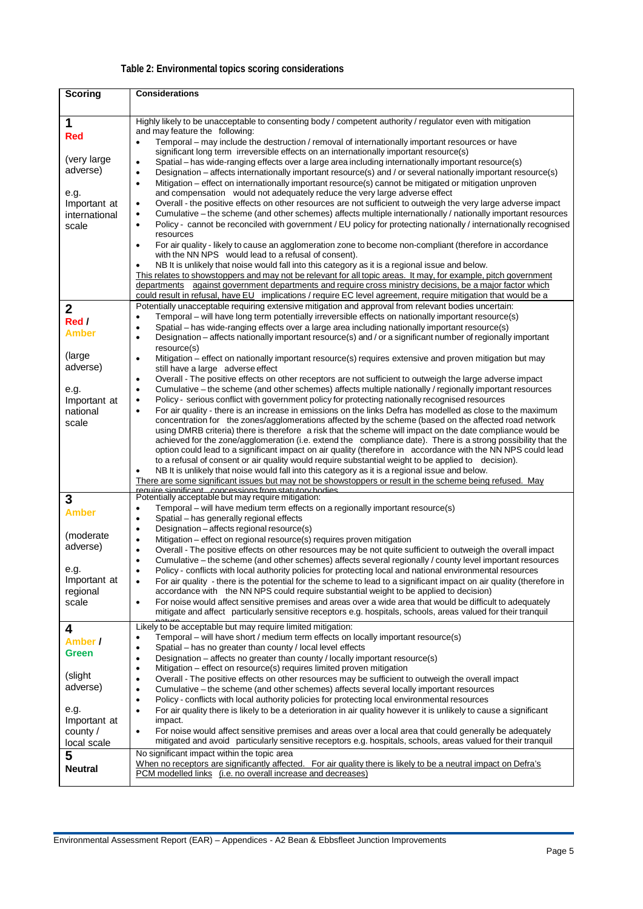**Table 2: Environmental topics scoring considerations**

| Scoring | Considerations |
|---|---|
| **1** **Red** (very large adverse) e.g. Important at international scale | Highly likely to be unacceptable to consenting body / competent authority / regulator even with mitigation and may feature the following: <br>• Temporal – may include the destruction / removal of internationally important resources or have significant long term irreversible effects on an internationally important resource(s) <br>• Spatial – has wide-ranging effects over a large area including internationally important resource(s) <br>• Designation – affects internationally important resource(s) and / or several nationally important resource(s) <br>• Mitigation – effect on internationally important resource(s) cannot be mitigated or mitigation unproven and compensation would not adequately reduce the very large adverse effect <br>• Overall - the positive effects on other resources are not sufficient to outweigh the very large adverse impact <br>• Cumulative – the scheme (and other schemes) affects multiple internationally / nationally important resources <br>• Policy - cannot be reconciled with government / EU policy for protecting nationally / internationally recognised resources <br>• For air quality - likely to cause an agglomeration zone to become non-compliant (therefore in accordance with the NN NPS would lead to a refusal of consent). <br>• NB It is unlikely that noise would fall into this category as it is a regional issue and below. <br>This relates to showstoppers and may not be relevant for all topic areas. It may, for example, pitch government departments against government departments and require cross ministry decisions, be a major factor which could result in refusal, have EU implications / require EC level agreement, require mitigation that would be a |
| **2** **Red / Amber** (large adverse) e.g. Important at national scale | Potentially unacceptable requiring extensive mitigation and approval from relevant bodies uncertain: <br>• Temporal – will have long term potentially irreversible effects on nationally important resource(s) <br>• Spatial – has wide-ranging effects over a large area including nationally important resource(s) <br>• Designation – affects nationally important resource(s) and / or a significant number of regionally important resource(s) <br>• Mitigation – effect on nationally important resource(s) requires extensive and proven mitigation but may still have a large adverse effect <br>• Overall - The positive effects on other receptors are not sufficient to outweigh the large adverse impact <br>• Cumulative – the scheme (and other schemes) affects multiple nationally / regionally important resources <br>• Policy - serious conflict with government policy for protecting nationally recognised resources <br>• For air quality - there is an increase in emissions on the links Defra has modelled as close to the maximum concentration for the zones/agglomerations affected by the scheme (based on the affected road network using DMRB criteria) there is therefore a risk that the scheme will impact on the date compliance would be achieved for the zone/agglomeration (i.e. extend the compliance date). There is a strong possibility that the option could lead to a significant impact on air quality (therefore in accordance with the NN NPS could lead to a refusal of consent or air quality would require substantial weight to be applied to decision). <br>• NB It is unlikely that noise would fall into this category as it is a regional issue and below. <br>There are some significant issues but may not be showstoppers or result in the scheme being refused. May require significant concessions from statutory bodies |
| **3** **Amber** (moderate adverse) e.g. Important at regional scale | Potentially acceptable but may require mitigation: <br>• Temporal – will have medium term effects on a regionally important resource(s) <br>• Spatial – has generally regional effects <br>• Designation – affects regional resource(s) <br>• Mitigation – effect on regional resource(s) requires proven mitigation <br>• Overall - The positive effects on other resources may be not quite sufficient to outweigh the overall impact <br>• Cumulative – the scheme (and other schemes) affects several regionally / county level important resources <br>• Policy - conflicts with local authority policies for protecting local and national environmental resources <br>• For air quality - there is the potential for the scheme to lead to a significant impact on air quality (therefore in accordance with the NN NPS could require substantial weight to be applied to decision) <br>• For noise would affect sensitive premises and areas over a wide area that would be difficult to adequately mitigate and affect particularly sensitive receptors e.g. hospitals, schools, areas valued for their tranquil nature |
| **4** **Amber / Green** (slight adverse) e.g. Important at county / local scale | Likely to be acceptable but may require limited mitigation: <br>• Temporal – will have short / medium term effects on locally important resource(s) <br>• Spatial – has no greater than county / local level effects <br>• Designation – affects no greater than county / locally important resource(s) <br>• Mitigation – effect on resource(s) requires limited proven mitigation <br>• Overall - The positive effects on other resources may be sufficient to outweigh the overall impact <br>• Cumulative – the scheme (and other schemes) affects several locally important resources <br>• Policy - conflicts with local authority policies for protecting local environmental resources <br>• For air quality there is likely to be a deterioration in air quality however it is unlikely to cause a significant impact. <br>• For noise would affect sensitive premises and areas over a local area that could generally be adequately mitigated and avoid particularly sensitive receptors e.g. hospitals, schools, areas valued for their tranquil |
| **5** **Neutral** | No significant impact within the topic area <br>When no receptors are significantly affected. For air quality there is likely to be a neutral impact on Defra's PCM modelled links (i.e. no overall increase and decreases) |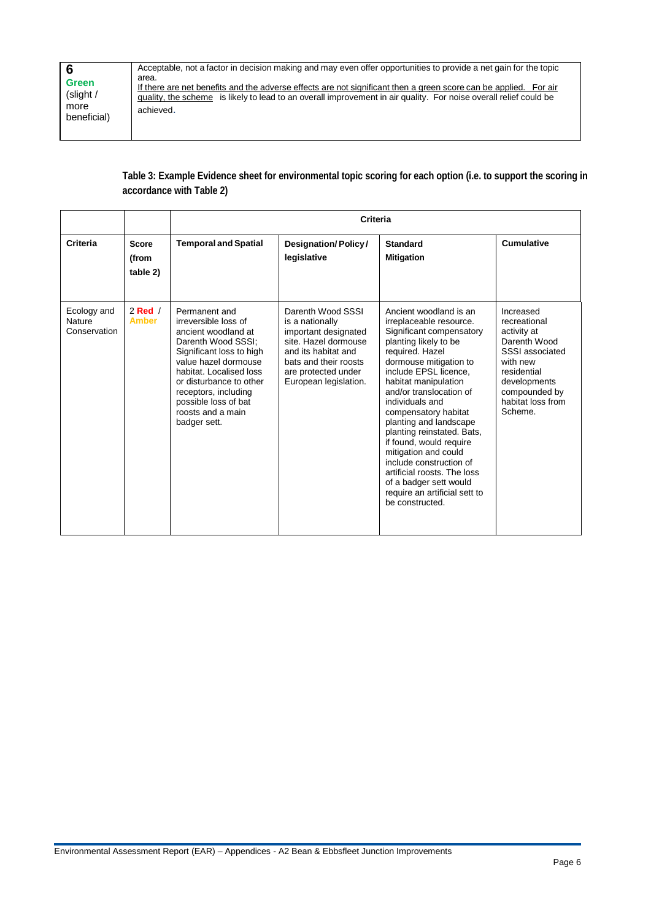| 6 Green (slight / more beneficial) | Acceptable, not a factor in decision making and may even offer opportunities to provide a net gain for the topic area. If there are net benefits and the adverse effects are not significant then a green score can be applied. For air quality, the scheme is likely to lead to an overall improvement in air quality. For noise overall relief could be achieved. |
|---|---|

**Table 3: Example Evidence sheet for environmental topic scoring for each option (i.e. to support the scoring in accordance with Table 2)**

| | | Criteria | | | |
|---|---|---|---|---|---|
| **Criteria** | **Score (from table 2)** | **Temporal and Spatial** | **Designation/ Policy / legislative** | **Standard Mitigation** | **Cumulative** |
| Ecology and Nature Conservation | 2 Red / Amber | Permanent and irreversible loss of ancient woodland at Darenth Wood SSSI; Significant loss to high value hazel dormouse habitat. Localised loss or disturbance to other receptors, including possible loss of bat roosts and a main badger sett. | Darenth Wood SSSI is a nationally important designated site. Hazel dormouse and its habitat and bats and their roosts are protected under European legislation. | Ancient woodland is an irreplaceable resource. Significant compensatory planting likely to be required. Hazel dormouse mitigation to include EPSL licence, habitat manipulation and/or translocation of individuals and compensatory habitat planting and landscape planting reinstated. Bats, if found, would require mitigation and could include construction of artificial roosts. The loss of a badger sett would require an artificial sett to be constructed. | Increased recreational activity at Darenth Wood SSSI associated with new residential developments compounded by habitat loss from Scheme. |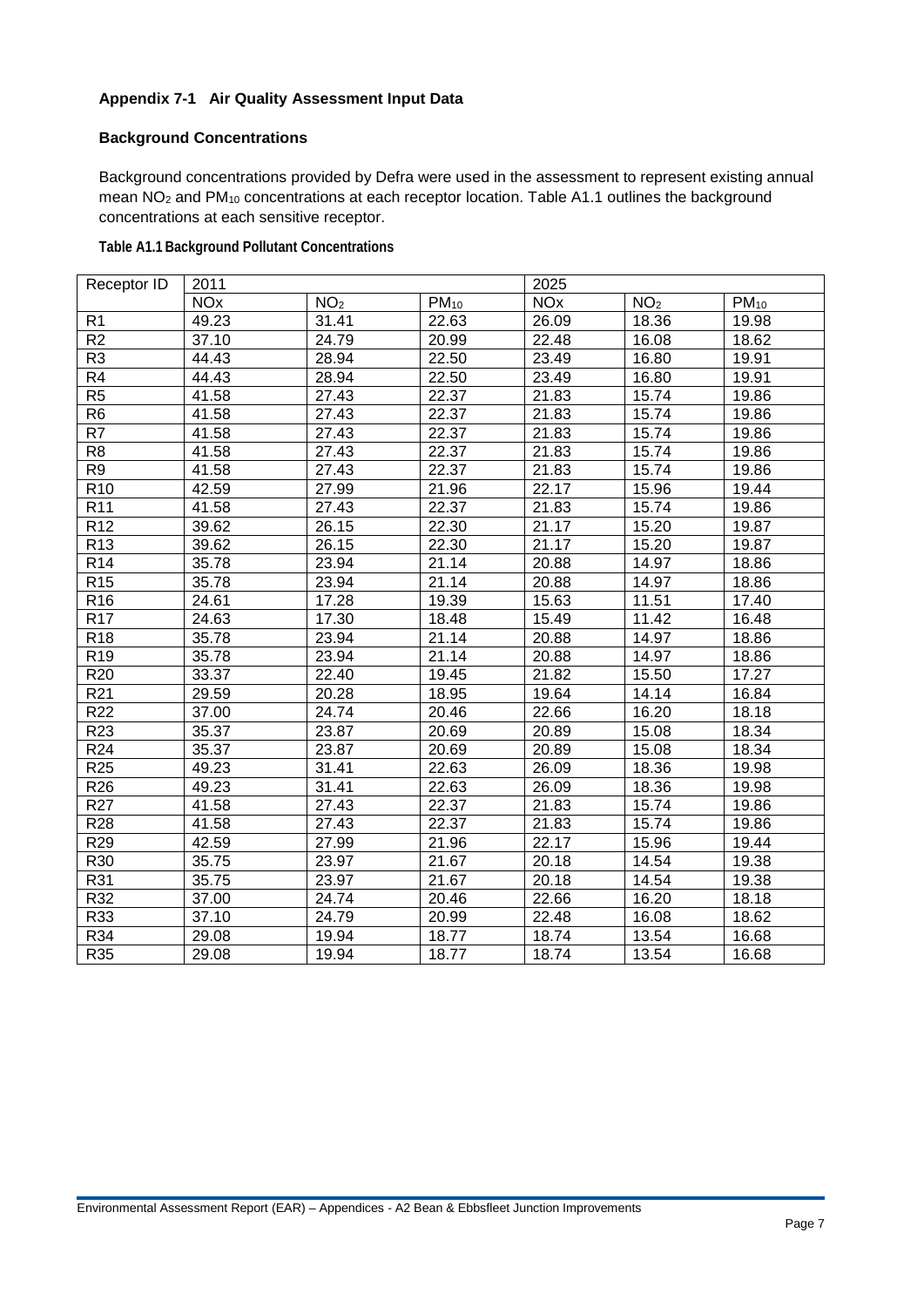### Appendix 7-1 Air Quality Assessment Input Data

#### Background Concentrations

Background concentrations provided by Defra were used in the assessment to represent existing annual mean $NO_2$ and $PM_{10}$ concentrations at each receptor location. Table A1.1 outlines the background concentrations at each sensitive receptor.

**Table A1.1 Background Pollutant Concentrations**

| Receptor ID | 2011 | | | 2025 | | |
|---|---|---|---|---|---|---|
| | NOx | $NO_2$ | $PM_{10}$ | NOx | $NO_2$ | $PM_{10}$ |
| R1 | 49.23 | 31.41 | 22.63 | 26.09 | 18.36 | 19.98 |
| R2 | 37.10 | 24.79 | 20.99 | 22.48 | 16.08 | 18.62 |
| R3 | 44.43 | 28.94 | 22.50 | 23.49 | 16.80 | 19.91 |
| R4 | 44.43 | 28.94 | 22.50 | 23.49 | 16.80 | 19.91 |
| R5 | 41.58 | 27.43 | 22.37 | 21.83 | 15.74 | 19.86 |
| R6 | 41.58 | 27.43 | 22.37 | 21.83 | 15.74 | 19.86 |
| R7 | 41.58 | 27.43 | 22.37 | 21.83 | 15.74 | 19.86 |
| R8 | 41.58 | 27.43 | 22.37 | 21.83 | 15.74 | 19.86 |
| R9 | 41.58 | 27.43 | 22.37 | 21.83 | 15.74 | 19.86 |
| R10 | 42.59 | 27.99 | 21.96 | 22.17 | 15.96 | 19.44 |
| R11 | 41.58 | 27.43 | 22.37 | 21.83 | 15.74 | 19.86 |
| R12 | 39.62 | 26.15 | 22.30 | 21.17 | 15.20 | 19.87 |
| R13 | 39.62 | 26.15 | 22.30 | 21.17 | 15.20 | 19.87 |
| R14 | 35.78 | 23.94 | 21.14 | 20.88 | 14.97 | 18.86 |
| R15 | 35.78 | 23.94 | 21.14 | 20.88 | 14.97 | 18.86 |
| R16 | 24.61 | 17.28 | 19.39 | 15.63 | 11.51 | 17.40 |
| R17 | 24.63 | 17.30 | 18.48 | 15.49 | 11.42 | 16.48 |
| R18 | 35.78 | 23.94 | 21.14 | 20.88 | 14.97 | 18.86 |
| R19 | 35.78 | 23.94 | 21.14 | 20.88 | 14.97 | 18.86 |
| R20 | 33.37 | 22.40 | 19.45 | 21.82 | 15.50 | 17.27 |
| R21 | 29.59 | 20.28 | 18.95 | 19.64 | 14.14 | 16.84 |
| R22 | 37.00 | 24.74 | 20.46 | 22.66 | 16.20 | 18.18 |
| R23 | 35.37 | 23.87 | 20.69 | 20.89 | 15.08 | 18.34 |
| R24 | 35.37 | 23.87 | 20.69 | 20.89 | 15.08 | 18.34 |
| R25 | 49.23 | 31.41 | 22.63 | 26.09 | 18.36 | 19.98 |
| R26 | 49.23 | 31.41 | 22.63 | 26.09 | 18.36 | 19.98 |
| R27 | 41.58 | 27.43 | 22.37 | 21.83 | 15.74 | 19.86 |
| R28 | 41.58 | 27.43 | 22.37 | 21.83 | 15.74 | 19.86 |
| R29 | 42.59 | 27.99 | 21.96 | 22.17 | 15.96 | 19.44 |
| R30 | 35.75 | 23.97 | 21.67 | 20.18 | 14.54 | 19.38 |
| R31 | 35.75 | 23.97 | 21.67 | 20.18 | 14.54 | 19.38 |
| R32 | 37.00 | 24.74 | 20.46 | 22.66 | 16.20 | 18.18 |
| R33 | 37.10 | 24.79 | 20.99 | 22.48 | 16.08 | 18.62 |
| R34 | 29.08 | 19.94 | 18.77 | 18.74 | 13.54 | 16.68 |
| R35 | 29.08 | 19.94 | 18.77 | 18.74 | 13.54 | 16.68 |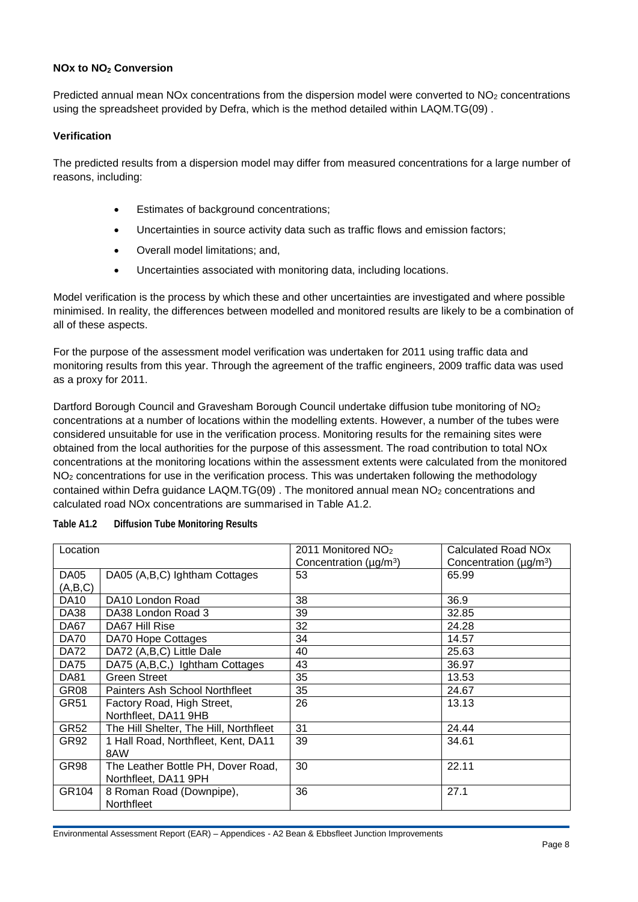**NOx to $NO_2$ Conversion**

Predicted annual mean NOx concentrations from the dispersion model were converted to $NO_2$ concentrations using the spreadsheet provided by Defra, which is the method detailed within LAQM.TG(09) .

**Verification**

The predicted results from a dispersion model may differ from measured concentrations for a large number of reasons, including:

- Estimates of background concentrations;
- Uncertainties in source activity data such as traffic flows and emission factors;
- Overall model limitations; and,
- Uncertainties associated with monitoring data, including locations.

Model verification is the process by which these and other uncertainties are investigated and where possible minimised. In reality, the differences between modelled and monitored results are likely to be a combination of all of these aspects.

For the purpose of the assessment model verification was undertaken for 2011 using traffic data and monitoring results from this year. Through the agreement of the traffic engineers, 2009 traffic data was used as a proxy for 2011.

Dartford Borough Council and Gravesham Borough Council undertake diffusion tube monitoring of $NO_2$ concentrations at a number of locations within the modelling extents. However, a number of the tubes were considered unsuitable for use in the verification process. Monitoring results for the remaining sites were obtained from the local authorities for the purpose of this assessment. The road contribution to total NOx concentrations at the monitoring locations within the assessment extents were calculated from the monitored $NO_2$ concentrations for use in the verification process. This was undertaken following the methodology contained within Defra guidance LAQM.TG(09) . The monitored annual mean $NO_2$ concentrations and calculated road NOx concentrations are summarised in Table A1.2.

**Table A1.2 Diffusion Tube Monitoring Results**

| Location | | 2011 Monitored $NO_2$ Concentration ($\mu g/m^3$) | Calculated Road NOx Concentration ($\mu g/m^3$) |
|---|---|---|---|
| DA05 (A,B,C) | DA05 (A,B,C) Ightham Cottages | 53 | 65.99 |
| DA10 | DA10 London Road | 38 | 36.9 |
| DA38 | DA38 London Road 3 | 39 | 32.85 |
| DA67 | DA67 Hill Rise | 32 | 24.28 |
| DA70 | DA70 Hope Cottages | 34 | 14.57 |
| DA72 | DA72 (A,B,C) Little Dale | 40 | 25.63 |
| DA75 | DA75 (A,B,C,) Ightham Cottages | 43 | 36.97 |
| DA81 | Green Street | 35 | 13.53 |
| GR08 | Painters Ash School Northfleet | 35 | 24.67 |
| GR51 | Factory Road, High Street, Northfleet, DA11 9HB | 26 | 13.13 |
| GR52 | The Hill Shelter, The Hill, Northfleet | 31 | 24.44 |
| GR92 | 1 Hall Road, Northfleet, Kent, DA11 8AW | 39 | 34.61 |
| GR98 | The Leather Bottle PH, Dover Road, Northfleet, DA11 9PH | 30 | 22.11 |
| GR104 | 8 Roman Road (Downpipe), Northfleet | 36 | 27.1 |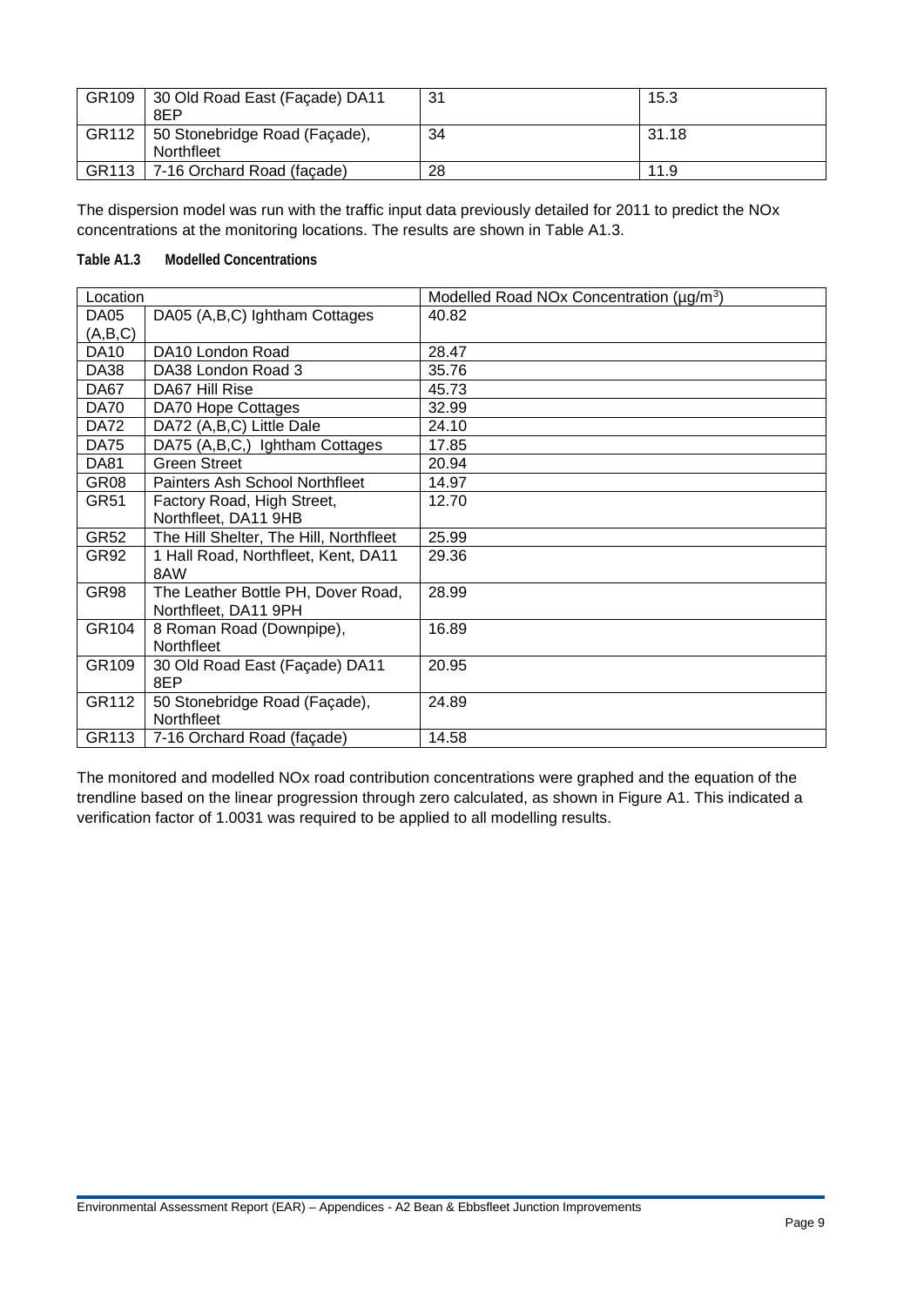| GR109 | 30 Old Road East (Façade) DA11 8EP | 31 | 15.3 |
|---|---|---|---|
| GR112 | 50 Stonebridge Road (Façade), Northfleet | 34 | 31.18 |
| GR113 | 7-16 Orchard Road (façade) | 28 | 11.9 |

The dispersion model was run with the traffic input data previously detailed for 2011 to predict the NOx concentrations at the monitoring locations. The results are shown in Table A1.3.

**Table A1.3 Modelled Concentrations**

| Location | | Modelled Road NOx Concentration (µg/m$^3$) |
|---|---|---|
| DA05 (A,B,C) | DA05 (A,B,C) Ightham Cottages | 40.82 |
| DA10 | DA10 London Road | 28.47 |
| DA38 | DA38 London Road 3 | 35.76 |
| DA67 | DA67 Hill Rise | 45.73 |
| DA70 | DA70 Hope Cottages | 32.99 |
| DA72 | DA72 (A,B,C) Little Dale | 24.10 |
| DA75 | DA75 (A,B,C,) Ightham Cottages | 17.85 |
| DA81 | Green Street | 20.94 |
| GR08 | Painters Ash School Northfleet | 14.97 |
| GR51 | Factory Road, High Street, Northfleet, DA11 9HB | 12.70 |
| GR52 | The Hill Shelter, The Hill, Northfleet | 25.99 |
| GR92 | 1 Hall Road, Northfleet, Kent, DA11 8AW | 29.36 |
| GR98 | The Leather Bottle PH, Dover Road, Northfleet, DA11 9PH | 28.99 |
| GR104 | 8 Roman Road (Downpipe), Northfleet | 16.89 |
| GR109 | 30 Old Road East (Façade) DA11 8EP | 20.95 |
| GR112 | 50 Stonebridge Road (Façade), Northfleet | 24.89 |
| GR113 | 7-16 Orchard Road (façade) | 14.58 |

The monitored and modelled NOx road contribution concentrations were graphed and the equation of the trendline based on the linear progression through zero calculated, as shown in Figure A1. This indicated a verification factor of 1.0031 was required to be applied to all modelling results.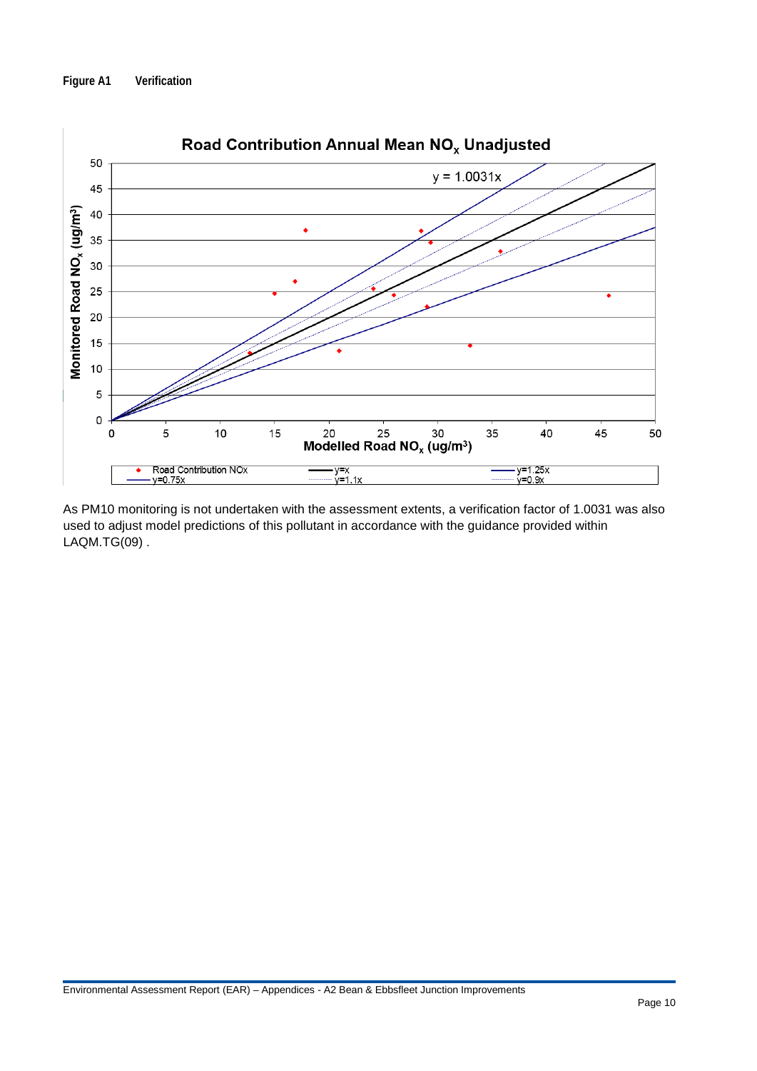**Figure A1 Verification**

As PM10 monitoring is not undertaken with the assessment extents, a verification factor of 1.0031 was also used to adjust model predictions of this pollutant in accordance with the guidance provided within LAQM.TG(09) .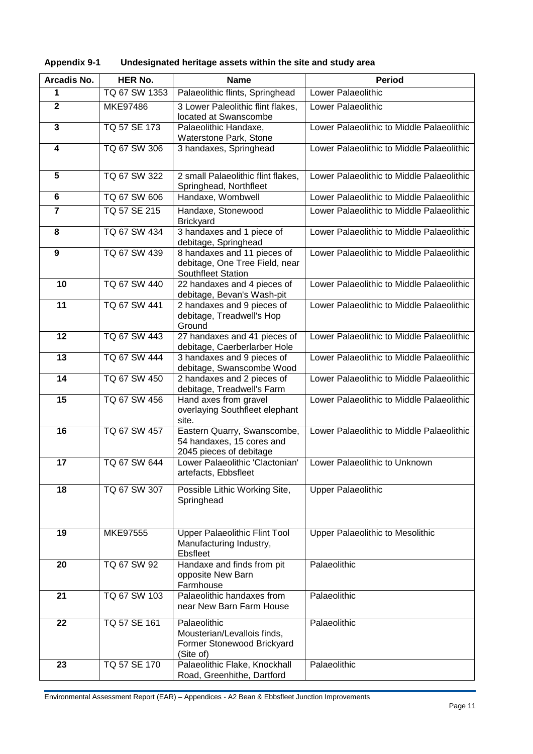**Appendix 9-1 Undesignated heritage assets within the site and study area**

| Arcadis No. | HER No. | Name | Period |
|---|---|---|---|
| 1 | TQ 67 SW 1353 | Palaeolithic flints, Springhead | Lower Palaeolithic |
| 2 | MKE97486 | 3 Lower Paleolithic flint flakes, located at Swanscombe | Lower Palaeolithic |
| 3 | TQ 57 SE 173 | Palaeolithic Handaxe, Waterstone Park, Stone | Lower Palaeolithic to Middle Palaeolithic |
| 4 | TQ 67 SW 306 | 3 handaxes, Springhead | Lower Palaeolithic to Middle Palaeolithic |
| 5 | TQ 67 SW 322 | 2 small Palaeolithic flint flakes, Springhead, Northfleet | Lower Palaeolithic to Middle Palaeolithic |
| 6 | TQ 67 SW 606 | Handaxe, Wombwell | Lower Palaeolithic to Middle Palaeolithic |
| 7 | TQ 57 SE 215 | Handaxe, Stonewood Brickyard | Lower Palaeolithic to Middle Palaeolithic |
| 8 | TQ 67 SW 434 | 3 handaxes and 1 piece of debitage, Springhead | Lower Palaeolithic to Middle Palaeolithic |
| 9 | TQ 67 SW 439 | 8 handaxes and 11 pieces of debitage, One Tree Field, near Southfleet Station | Lower Palaeolithic to Middle Palaeolithic |
| 10 | TQ 67 SW 440 | 22 handaxes and 4 pieces of debitage, Bevan's Wash-pit | Lower Palaeolithic to Middle Palaeolithic |
| 11 | TQ 67 SW 441 | 2 handaxes and 9 pieces of debitage, Treadwell's Hop Ground | Lower Palaeolithic to Middle Palaeolithic |
| 12 | TQ 67 SW 443 | 27 handaxes and 41 pieces of debitage, Caerberlarber Hole | Lower Palaeolithic to Middle Palaeolithic |
| 13 | TQ 67 SW 444 | 3 handaxes and 9 pieces of debitage, Swanscombe Wood | Lower Palaeolithic to Middle Palaeolithic |
| 14 | TQ 67 SW 450 | 2 handaxes and 2 pieces of debitage, Treadwell's Farm | Lower Palaeolithic to Middle Palaeolithic |
| 15 | TQ 67 SW 456 | Hand axes from gravel overlaying Southfleet elephant site. | Lower Palaeolithic to Middle Palaeolithic |
| 16 | TQ 67 SW 457 | Eastern Quarry, Swanscombe, 54 handaxes, 15 cores and 2045 pieces of debitage | Lower Palaeolithic to Middle Palaeolithic |
| 17 | TQ 67 SW 644 | Lower Palaeolithic 'Clactonian' artefacts, Ebbsfleet | Lower Palaeolithic to Unknown |
| 18 | TQ 67 SW 307 | Possible Lithic Working Site, Springhead | Upper Palaeolithic |
| 19 | MKE97555 | Upper Palaeolithic Flint Tool Manufacturing Industry, Ebsfleet | Upper Palaeolithic to Mesolithic |
| 20 | TQ 67 SW 92 | Handaxe and finds from pit opposite New Barn Farmhouse | Palaeolithic |
| 21 | TQ 67 SW 103 | Palaeolithic handaxes from near New Barn Farm House | Palaeolithic |
| 22 | TQ 57 SE 161 | Palaeolithic Mousterian/Levallois finds, Former Stonewood Brickyard (Site of) | Palaeolithic |
| 23 | TQ 57 SE 170 | Palaeolithic Flake, Knockhall Road, Greenhithe, Dartford | Palaeolithic |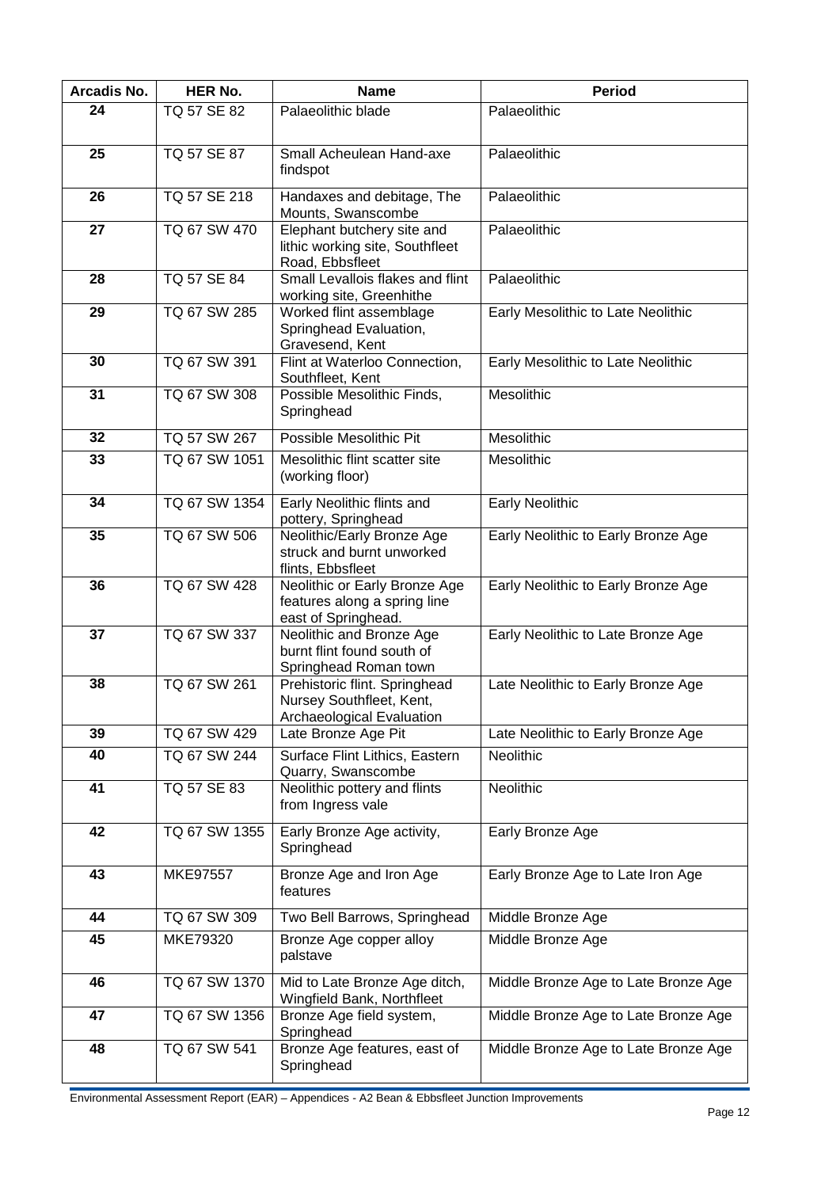| Arcadis No. | HER No. | Name | Period |
|---|---|---|---|
| 24 | TQ 57 SE 82 | Palaeolithic blade | Palaeolithic |
| 25 | TQ 57 SE 87 | Small Acheulean Hand-axe findspot | Palaeolithic |
| 26 | TQ 57 SE 218 | Handaxes and debitage, The Mounts, Swanscombe | Palaeolithic |
| 27 | TQ 67 SW 470 | Elephant butchery site and lithic working site, Southfleet Road, Ebbsfleet | Palaeolithic |
| 28 | TQ 57 SE 84 | Small Levallois flakes and flint working site, Greenhithe | Palaeolithic |
| 29 | TQ 67 SW 285 | Worked flint assemblage Springhead Evaluation, Gravesend, Kent | Early Mesolithic to Late Neolithic |
| 30 | TQ 67 SW 391 | Flint at Waterloo Connection, Southfleet, Kent | Early Mesolithic to Late Neolithic |
| 31 | TQ 67 SW 308 | Possible Mesolithic Finds, Springhead | Mesolithic |
| 32 | TQ 57 SW 267 | Possible Mesolithic Pit | Mesolithic |
| 33 | TQ 67 SW 1051 | Mesolithic flint scatter site (working floor) | Mesolithic |
| 34 | TQ 67 SW 1354 | Early Neolithic flints and pottery, Springhead | Early Neolithic |
| 35 | TQ 67 SW 506 | Neolithic/Early Bronze Age struck and burnt unworked flints, Ebbsfleet | Early Neolithic to Early Bronze Age |
| 36 | TQ 67 SW 428 | Neolithic or Early Bronze Age features along a spring line east of Springhead. | Early Neolithic to Early Bronze Age |
| 37 | TQ 67 SW 337 | Neolithic and Bronze Age burnt flint found south of Springhead Roman town | Early Neolithic to Late Bronze Age |
| 38 | TQ 67 SW 261 | Prehistoric flint. Springhead Nursey Southfleet, Kent, Archaeological Evaluation | Late Neolithic to Early Bronze Age |
| 39 | TQ 67 SW 429 | Late Bronze Age Pit | Late Neolithic to Early Bronze Age |
| 40 | TQ 67 SW 244 | Surface Flint Lithics, Eastern Quarry, Swanscombe | Neolithic |
| 41 | TQ 57 SE 83 | Neolithic pottery and flints from Ingress vale | Neolithic |
| 42 | TQ 67 SW 1355 | Early Bronze Age activity, Springhead | Early Bronze Age |
| 43 | MKE97557 | Bronze Age and Iron Age features | Early Bronze Age to Late Iron Age |
| 44 | TQ 67 SW 309 | Two Bell Barrows, Springhead | Middle Bronze Age |
| 45 | MKE79320 | Bronze Age copper alloy palstave | Middle Bronze Age |
| 46 | TQ 67 SW 1370 | Mid to Late Bronze Age ditch, Wingfield Bank, Northfleet | Middle Bronze Age to Late Bronze Age |
| 47 | TQ 67 SW 1356 | Bronze Age field system, Springhead | Middle Bronze Age to Late Bronze Age |
| 48 | TQ 67 SW 541 | Bronze Age features, east of Springhead | Middle Bronze Age to Late Bronze Age |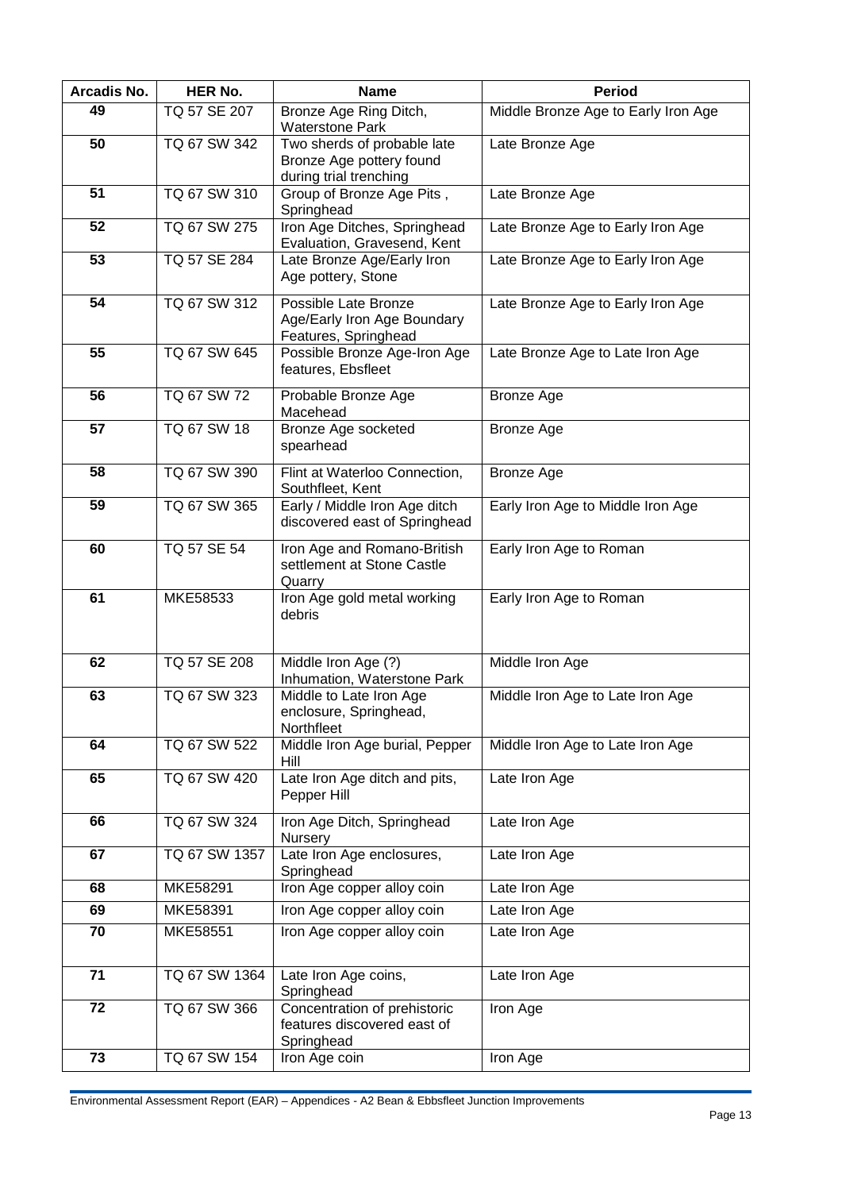| Arcadis No. | HER No. | Name | Period |
|---|---|---|---|
| 49 | TQ 57 SE 207 | Bronze Age Ring Ditch, Waterstone Park | Middle Bronze Age to Early Iron Age |
| 50 | TQ 67 SW 342 | Two sherds of probable late Bronze Age pottery found during trial trenching | Late Bronze Age |
| 51 | TQ 67 SW 310 | Group of Bronze Age Pits , Springhead | Late Bronze Age |
| 52 | TQ 67 SW 275 | Iron Age Ditches, Springhead Evaluation, Gravesend, Kent | Late Bronze Age to Early Iron Age |
| 53 | TQ 57 SE 284 | Late Bronze Age/Early Iron Age pottery, Stone | Late Bronze Age to Early Iron Age |
| 54 | TQ 67 SW 312 | Possible Late Bronze Age/Early Iron Age Boundary Features, Springhead | Late Bronze Age to Early Iron Age |
| 55 | TQ 67 SW 645 | Possible Bronze Age-Iron Age features, Ebsfleet | Late Bronze Age to Late Iron Age |
| 56 | TQ 67 SW 72 | Probable Bronze Age Macehead | Bronze Age |
| 57 | TQ 67 SW 18 | Bronze Age socketed spearhead | Bronze Age |
| 58 | TQ 67 SW 390 | Flint at Waterloo Connection, Southfleet, Kent | Bronze Age |
| 59 | TQ 67 SW 365 | Early / Middle Iron Age ditch discovered east of Springhead | Early Iron Age to Middle Iron Age |
| 60 | TQ 57 SE 54 | Iron Age and Romano-British settlement at Stone Castle Quarry | Early Iron Age to Roman |
| 61 | MKE58533 | Iron Age gold metal working debris | Early Iron Age to Roman |
| 62 | TQ 57 SE 208 | Middle Iron Age (?) Inhumation, Waterstone Park | Middle Iron Age |
| 63 | TQ 67 SW 323 | Middle to Late Iron Age enclosure, Springhead, Northfleet | Middle Iron Age to Late Iron Age |
| 64 | TQ 67 SW 522 | Middle Iron Age burial, Pepper Hill | Middle Iron Age to Late Iron Age |
| 65 | TQ 67 SW 420 | Late Iron Age ditch and pits, Pepper Hill | Late Iron Age |
| 66 | TQ 67 SW 324 | Iron Age Ditch, Springhead Nursery | Late Iron Age |
| 67 | TQ 67 SW 1357 | Late Iron Age enclosures, Springhead | Late Iron Age |
| 68 | MKE58291 | Iron Age copper alloy coin | Late Iron Age |
| 69 | MKE58391 | Iron Age copper alloy coin | Late Iron Age |
| 70 | MKE58551 | Iron Age copper alloy coin | Late Iron Age |
| 71 | TQ 67 SW 1364 | Late Iron Age coins, Springhead | Late Iron Age |
| 72 | TQ 67 SW 366 | Concentration of prehistoric features discovered east of Springhead | Iron Age |
| 73 | TQ 67 SW 154 | Iron Age coin | Iron Age |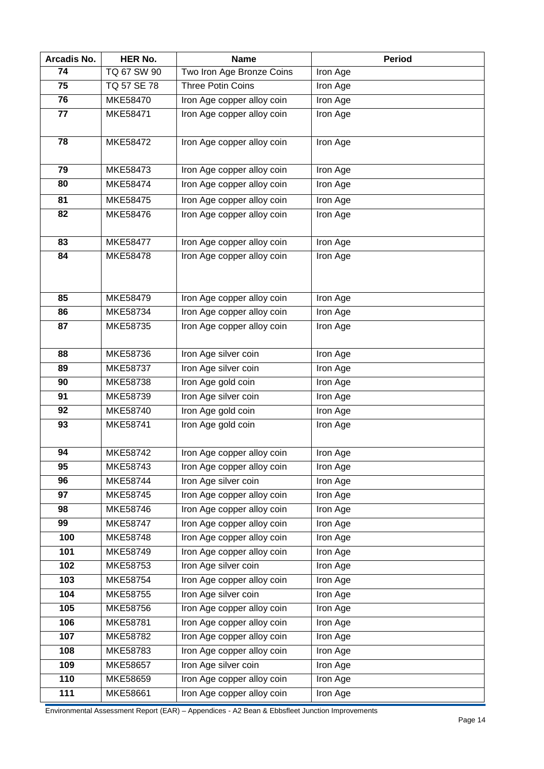| Arcadis No. | HER No. | Name | Period |
|---|---|---|---|
| 74 | TQ 67 SW 90 | Two Iron Age Bronze Coins | Iron Age |
| 75 | TQ 57 SE 78 | Three Potin Coins | Iron Age |
| 76 | MKE58470 | Iron Age copper alloy coin | Iron Age |
| 77 | MKE58471 | Iron Age copper alloy coin | Iron Age |
| 78 | MKE58472 | Iron Age copper alloy coin | Iron Age |
| 79 | MKE58473 | Iron Age copper alloy coin | Iron Age |
| 80 | MKE58474 | Iron Age copper alloy coin | Iron Age |
| 81 | MKE58475 | Iron Age copper alloy coin | Iron Age |
| 82 | MKE58476 | Iron Age copper alloy coin | Iron Age |
| 83 | MKE58477 | Iron Age copper alloy coin | Iron Age |
| 84 | MKE58478 | Iron Age copper alloy coin | Iron Age |
| 85 | MKE58479 | Iron Age copper alloy coin | Iron Age |
| 86 | MKE58734 | Iron Age copper alloy coin | Iron Age |
| 87 | MKE58735 | Iron Age copper alloy coin | Iron Age |
| 88 | MKE58736 | Iron Age silver coin | Iron Age |
| 89 | MKE58737 | Iron Age silver coin | Iron Age |
| 90 | MKE58738 | Iron Age gold coin | Iron Age |
| 91 | MKE58739 | Iron Age silver coin | Iron Age |
| 92 | MKE58740 | Iron Age gold coin | Iron Age |
| 93 | MKE58741 | Iron Age gold coin | Iron Age |
| 94 | MKE58742 | Iron Age copper alloy coin | Iron Age |
| 95 | MKE58743 | Iron Age copper alloy coin | Iron Age |
| 96 | MKE58744 | Iron Age silver coin | Iron Age |
| 97 | MKE58745 | Iron Age copper alloy coin | Iron Age |
| 98 | MKE58746 | Iron Age copper alloy coin | Iron Age |
| 99 | MKE58747 | Iron Age copper alloy coin | Iron Age |
| 100 | MKE58748 | Iron Age copper alloy coin | Iron Age |
| 101 | MKE58749 | Iron Age copper alloy coin | Iron Age |
| 102 | MKE58753 | Iron Age silver coin | Iron Age |
| 103 | MKE58754 | Iron Age copper alloy coin | Iron Age |
| 104 | MKE58755 | Iron Age silver coin | Iron Age |
| 105 | MKE58756 | Iron Age copper alloy coin | Iron Age |
| 106 | MKE58781 | Iron Age copper alloy coin | Iron Age |
| 107 | MKE58782 | Iron Age copper alloy coin | Iron Age |
| 108 | MKE58783 | Iron Age copper alloy coin | Iron Age |
| 109 | MKE58657 | Iron Age silver coin | Iron Age |
| 110 | MKE58659 | Iron Age copper alloy coin | Iron Age |
| 111 | MKE58661 | Iron Age copper alloy coin | Iron Age |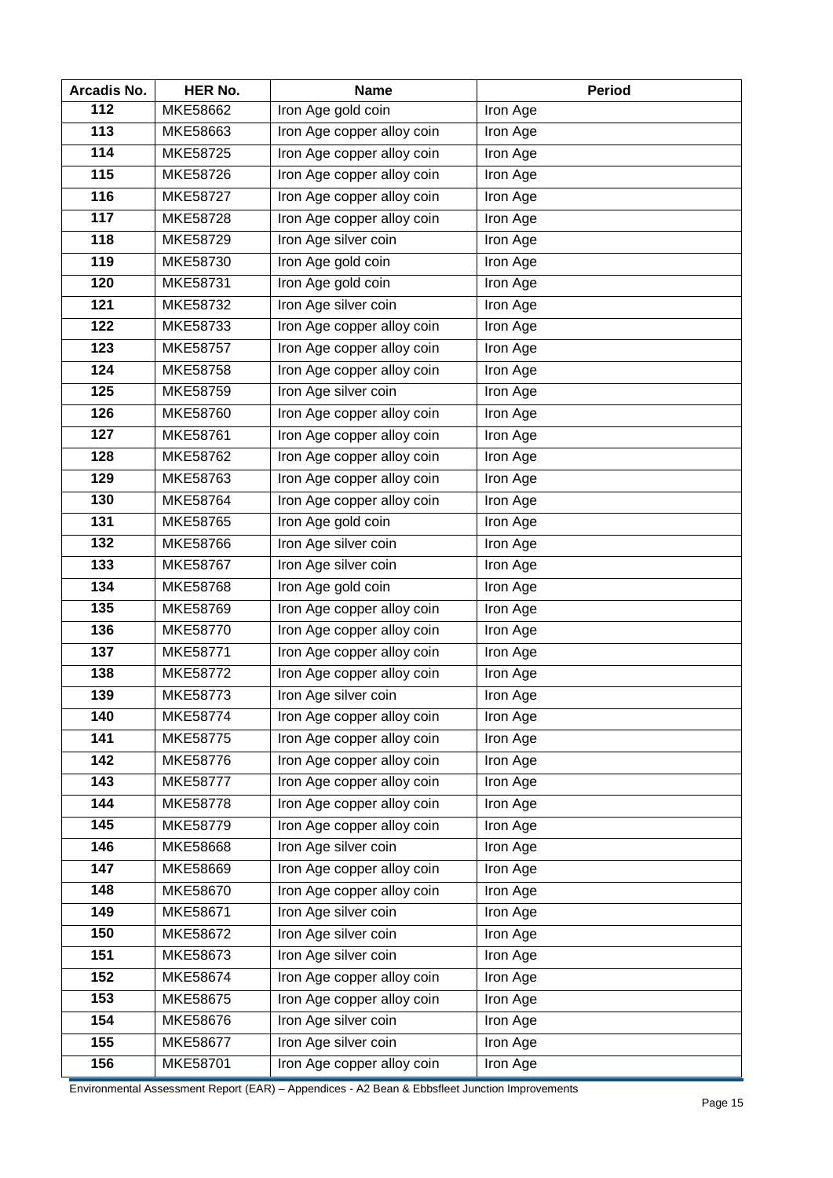| Arcadis No. | HER No. | Name | Period |
|---|---|---|---|
| 112 | MKE58662 | Iron Age gold coin | Iron Age |
| 113 | MKE58663 | Iron Age copper alloy coin | Iron Age |
| 114 | MKE58725 | Iron Age copper alloy coin | Iron Age |
| 115 | MKE58726 | Iron Age copper alloy coin | Iron Age |
| 116 | MKE58727 | Iron Age copper alloy coin | Iron Age |
| 117 | MKE58728 | Iron Age copper alloy coin | Iron Age |
| 118 | MKE58729 | Iron Age silver coin | Iron Age |
| 119 | MKE58730 | Iron Age gold coin | Iron Age |
| 120 | MKE58731 | Iron Age gold coin | Iron Age |
| 121 | MKE58732 | Iron Age silver coin | Iron Age |
| 122 | MKE58733 | Iron Age copper alloy coin | Iron Age |
| 123 | MKE58757 | Iron Age copper alloy coin | Iron Age |
| 124 | MKE58758 | Iron Age copper alloy coin | Iron Age |
| 125 | MKE58759 | Iron Age silver coin | Iron Age |
| 126 | MKE58760 | Iron Age copper alloy coin | Iron Age |
| 127 | MKE58761 | Iron Age copper alloy coin | Iron Age |
| 128 | MKE58762 | Iron Age copper alloy coin | Iron Age |
| 129 | MKE58763 | Iron Age copper alloy coin | Iron Age |
| 130 | MKE58764 | Iron Age copper alloy coin | Iron Age |
| 131 | MKE58765 | Iron Age gold coin | Iron Age |
| 132 | MKE58766 | Iron Age silver coin | Iron Age |
| 133 | MKE58767 | Iron Age silver coin | Iron Age |
| 134 | MKE58768 | Iron Age gold coin | Iron Age |
| 135 | MKE58769 | Iron Age copper alloy coin | Iron Age |
| 136 | MKE58770 | Iron Age copper alloy coin | Iron Age |
| 137 | MKE58771 | Iron Age copper alloy coin | Iron Age |
| 138 | MKE58772 | Iron Age copper alloy coin | Iron Age |
| 139 | MKE58773 | Iron Age silver coin | Iron Age |
| 140 | MKE58774 | Iron Age copper alloy coin | Iron Age |
| 141 | MKE58775 | Iron Age copper alloy coin | Iron Age |
| 142 | MKE58776 | Iron Age copper alloy coin | Iron Age |
| 143 | MKE58777 | Iron Age copper alloy coin | Iron Age |
| 144 | MKE58778 | Iron Age copper alloy coin | Iron Age |
| 145 | MKE58779 | Iron Age copper alloy coin | Iron Age |
| 146 | MKE58668 | Iron Age silver coin | Iron Age |
| 147 | MKE58669 | Iron Age copper alloy coin | Iron Age |
| 148 | MKE58670 | Iron Age copper alloy coin | Iron Age |
| 149 | MKE58671 | Iron Age silver coin | Iron Age |
| 150 | MKE58672 | Iron Age silver coin | Iron Age |
| 151 | MKE58673 | Iron Age silver coin | Iron Age |
| 152 | MKE58674 | Iron Age copper alloy coin | Iron Age |
| 153 | MKE58675 | Iron Age copper alloy coin | Iron Age |
| 154 | MKE58676 | Iron Age silver coin | Iron Age |
| 155 | MKE58677 | Iron Age silver coin | Iron Age |
| 156 | MKE58701 | Iron Age copper alloy coin | Iron Age |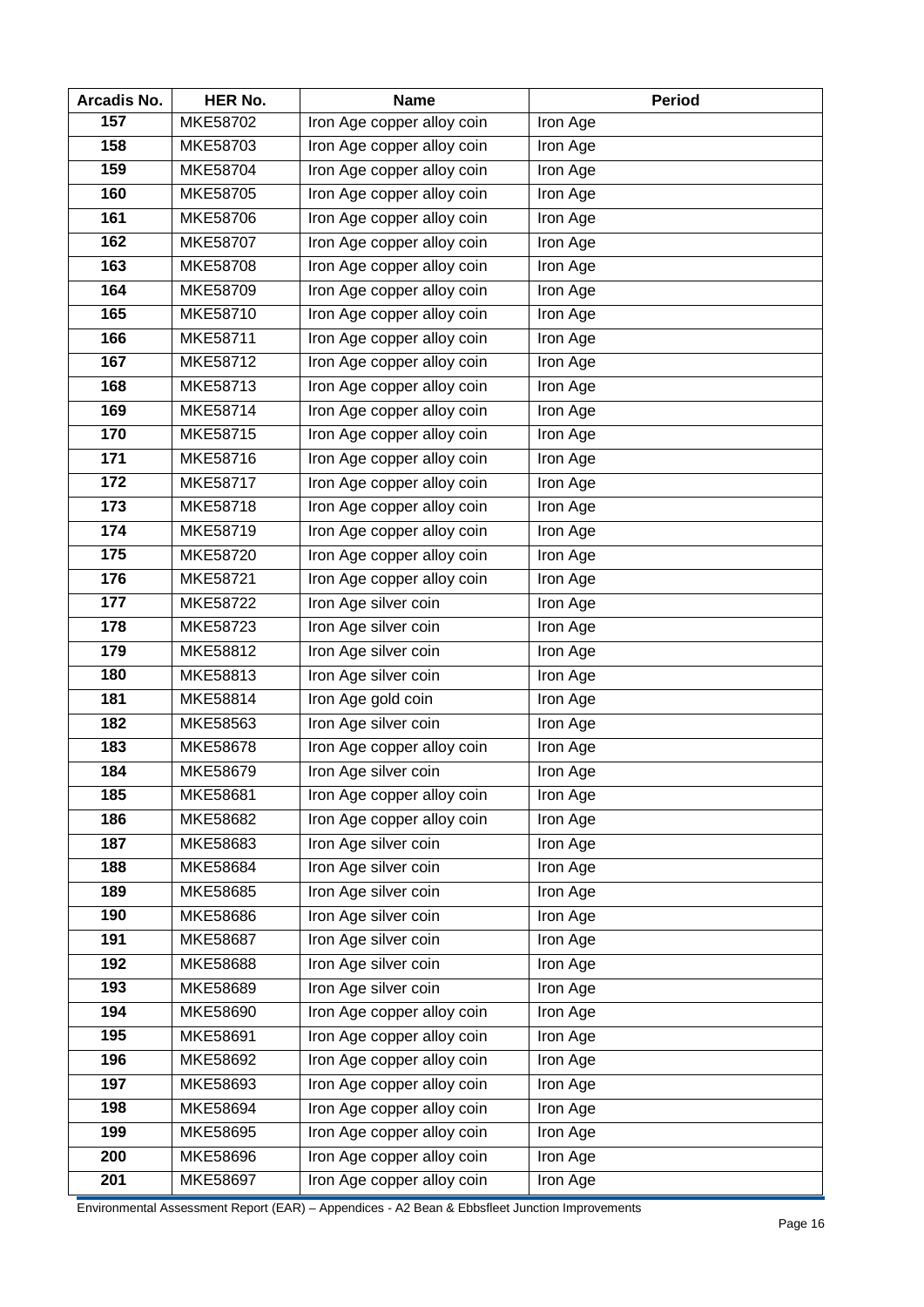| Arcadis No. | HER No. | Name | Period |
|---|---|---|---|
| 157 | MKE58702 | Iron Age copper alloy coin | Iron Age |
| 158 | MKE58703 | Iron Age copper alloy coin | Iron Age |
| 159 | MKE58704 | Iron Age copper alloy coin | Iron Age |
| 160 | MKE58705 | Iron Age copper alloy coin | Iron Age |
| 161 | MKE58706 | Iron Age copper alloy coin | Iron Age |
| 162 | MKE58707 | Iron Age copper alloy coin | Iron Age |
| 163 | MKE58708 | Iron Age copper alloy coin | Iron Age |
| 164 | MKE58709 | Iron Age copper alloy coin | Iron Age |
| 165 | MKE58710 | Iron Age copper alloy coin | Iron Age |
| 166 | MKE58711 | Iron Age copper alloy coin | Iron Age |
| 167 | MKE58712 | Iron Age copper alloy coin | Iron Age |
| 168 | MKE58713 | Iron Age copper alloy coin | Iron Age |
| 169 | MKE58714 | Iron Age copper alloy coin | Iron Age |
| 170 | MKE58715 | Iron Age copper alloy coin | Iron Age |
| 171 | MKE58716 | Iron Age copper alloy coin | Iron Age |
| 172 | MKE58717 | Iron Age copper alloy coin | Iron Age |
| 173 | MKE58718 | Iron Age copper alloy coin | Iron Age |
| 174 | MKE58719 | Iron Age copper alloy coin | Iron Age |
| 175 | MKE58720 | Iron Age copper alloy coin | Iron Age |
| 176 | MKE58721 | Iron Age copper alloy coin | Iron Age |
| 177 | MKE58722 | Iron Age silver coin | Iron Age |
| 178 | MKE58723 | Iron Age silver coin | Iron Age |
| 179 | MKE58812 | Iron Age silver coin | Iron Age |
| 180 | MKE58813 | Iron Age silver coin | Iron Age |
| 181 | MKE58814 | Iron Age gold coin | Iron Age |
| 182 | MKE58563 | Iron Age silver coin | Iron Age |
| 183 | MKE58678 | Iron Age copper alloy coin | Iron Age |
| 184 | MKE58679 | Iron Age silver coin | Iron Age |
| 185 | MKE58681 | Iron Age copper alloy coin | Iron Age |
| 186 | MKE58682 | Iron Age copper alloy coin | Iron Age |
| 187 | MKE58683 | Iron Age silver coin | Iron Age |
| 188 | MKE58684 | Iron Age silver coin | Iron Age |
| 189 | MKE58685 | Iron Age silver coin | Iron Age |
| 190 | MKE58686 | Iron Age silver coin | Iron Age |
| 191 | MKE58687 | Iron Age silver coin | Iron Age |
| 192 | MKE58688 | Iron Age silver coin | Iron Age |
| 193 | MKE58689 | Iron Age silver coin | Iron Age |
| 194 | MKE58690 | Iron Age copper alloy coin | Iron Age |
| 195 | MKE58691 | Iron Age copper alloy coin | Iron Age |
| 196 | MKE58692 | Iron Age copper alloy coin | Iron Age |
| 197 | MKE58693 | Iron Age copper alloy coin | Iron Age |
| 198 | MKE58694 | Iron Age copper alloy coin | Iron Age |
| 199 | MKE58695 | Iron Age copper alloy coin | Iron Age |
| 200 | MKE58696 | Iron Age copper alloy coin | Iron Age |
| 201 | MKE58697 | Iron Age copper alloy coin | Iron Age |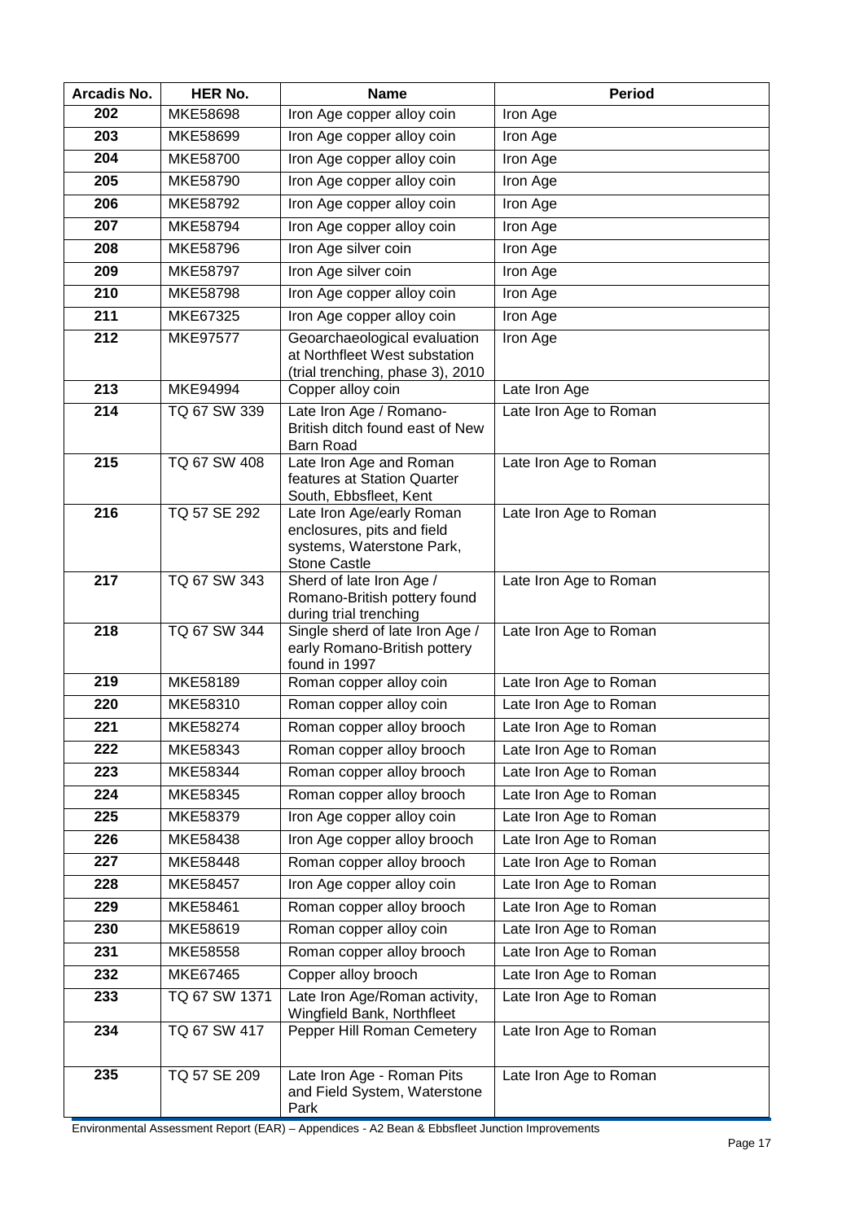| Arcadis No. | HER No. | Name | Period |
|---|---|---|---|
| 202 | MKE58698 | Iron Age copper alloy coin | Iron Age |
| 203 | MKE58699 | Iron Age copper alloy coin | Iron Age |
| 204 | MKE58700 | Iron Age copper alloy coin | Iron Age |
| 205 | MKE58790 | Iron Age copper alloy coin | Iron Age |
| 206 | MKE58792 | Iron Age copper alloy coin | Iron Age |
| 207 | MKE58794 | Iron Age copper alloy coin | Iron Age |
| 208 | MKE58796 | Iron Age silver coin | Iron Age |
| 209 | MKE58797 | Iron Age silver coin | Iron Age |
| 210 | MKE58798 | Iron Age copper alloy coin | Iron Age |
| 211 | MKE67325 | Iron Age copper alloy coin | Iron Age |
| 212 | MKE97577 | Geoarchaeological evaluation at Northfleet West substation (trial trenching, phase 3), 2010 | Iron Age |
| 213 | MKE94994 | Copper alloy coin | Late Iron Age |
| 214 | TQ 67 SW 339 | Late Iron Age / Romano-British ditch found east of New Barn Road | Late Iron Age to Roman |
| 215 | TQ 67 SW 408 | Late Iron Age and Roman features at Station Quarter South, Ebbsfleet, Kent | Late Iron Age to Roman |
| 216 | TQ 57 SE 292 | Late Iron Age/early Roman enclosures, pits and field systems, Waterstone Park, Stone Castle | Late Iron Age to Roman |
| 217 | TQ 67 SW 343 | Sherd of late Iron Age / Romano-British pottery found during trial trenching | Late Iron Age to Roman |
| 218 | TQ 67 SW 344 | Single sherd of late Iron Age / early Romano-British pottery found in 1997 | Late Iron Age to Roman |
| 219 | MKE58189 | Roman copper alloy coin | Late Iron Age to Roman |
| 220 | MKE58310 | Roman copper alloy coin | Late Iron Age to Roman |
| 221 | MKE58274 | Roman copper alloy brooch | Late Iron Age to Roman |
| 222 | MKE58343 | Roman copper alloy brooch | Late Iron Age to Roman |
| 223 | MKE58344 | Roman copper alloy brooch | Late Iron Age to Roman |
| 224 | MKE58345 | Roman copper alloy brooch | Late Iron Age to Roman |
| 225 | MKE58379 | Iron Age copper alloy coin | Late Iron Age to Roman |
| 226 | MKE58438 | Iron Age copper alloy brooch | Late Iron Age to Roman |
| 227 | MKE58448 | Roman copper alloy brooch | Late Iron Age to Roman |
| 228 | MKE58457 | Iron Age copper alloy coin | Late Iron Age to Roman |
| 229 | MKE58461 | Roman copper alloy brooch | Late Iron Age to Roman |
| 230 | MKE58619 | Roman copper alloy coin | Late Iron Age to Roman |
| 231 | MKE58558 | Roman copper alloy brooch | Late Iron Age to Roman |
| 232 | MKE67465 | Copper alloy brooch | Late Iron Age to Roman |
| 233 | TQ 67 SW 1371 | Late Iron Age/Roman activity, Wingfield Bank, Northfleet | Late Iron Age to Roman |
| 234 | TQ 67 SW 417 | Pepper Hill Roman Cemetery | Late Iron Age to Roman |
| 235 | TQ 57 SE 209 | Late Iron Age - Roman Pits and Field System, Waterstone Park | Late Iron Age to Roman |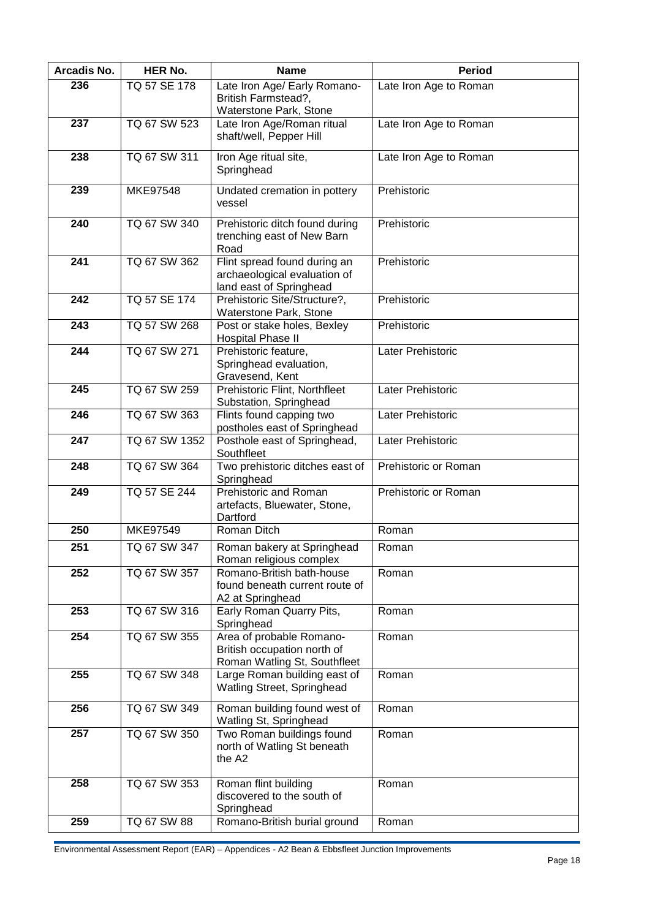| Arcadis No. | HER No. | Name | Period |
|---|---|---|---|
| 236 | TQ 57 SE 178 | Late Iron Age/ Early Romano-British Farmstead?, Waterstone Park, Stone | Late Iron Age to Roman |
| 237 | TQ 67 SW 523 | Late Iron Age/Roman ritual shaft/well, Pepper Hill | Late Iron Age to Roman |
| 238 | TQ 67 SW 311 | Iron Age ritual site, Springhead | Late Iron Age to Roman |
| 239 | MKE97548 | Undated cremation in pottery vessel | Prehistoric |
| 240 | TQ 67 SW 340 | Prehistoric ditch found during trenching east of New Barn Road | Prehistoric |
| 241 | TQ 67 SW 362 | Flint spread found during an archaeological evaluation of land east of Springhead | Prehistoric |
| 242 | TQ 57 SE 174 | Prehistoric Site/Structure?, Waterstone Park, Stone | Prehistoric |
| 243 | TQ 57 SW 268 | Post or stake holes, Bexley Hospital Phase II | Prehistoric |
| 244 | TQ 67 SW 271 | Prehistoric feature, Springhead evaluation, Gravesend, Kent | Later Prehistoric |
| 245 | TQ 67 SW 259 | Prehistoric Flint, Northfleet Substation, Springhead | Later Prehistoric |
| 246 | TQ 67 SW 363 | Flints found capping two postholes east of Springhead | Later Prehistoric |
| 247 | TQ 67 SW 1352 | Posthole east of Springhead, Southfleet | Later Prehistoric |
| 248 | TQ 67 SW 364 | Two prehistoric ditches east of Springhead | Prehistoric or Roman |
| 249 | TQ 57 SE 244 | Prehistoric and Roman artefacts, Bluewater, Stone, Dartford | Prehistoric or Roman |
| 250 | MKE97549 | Roman Ditch | Roman |
| 251 | TQ 67 SW 347 | Roman bakery at Springhead Roman religious complex | Roman |
| 252 | TQ 67 SW 357 | Romano-British bath-house found beneath current route of A2 at Springhead | Roman |
| 253 | TQ 67 SW 316 | Early Roman Quarry Pits, Springhead | Roman |
| 254 | TQ 67 SW 355 | Area of probable Romano-British occupation north of Roman Watling St, Southfleet | Roman |
| 255 | TQ 67 SW 348 | Large Roman building east of Watling Street, Springhead | Roman |
| 256 | TQ 67 SW 349 | Roman building found west of Watling St, Springhead | Roman |
| 257 | TQ 67 SW 350 | Two Roman buildings found north of Watling St beneath the A2 | Roman |
| 258 | TQ 67 SW 353 | Roman flint building discovered to the south of Springhead | Roman |
| 259 | TQ 67 SW 88 | Romano-British burial ground | Roman |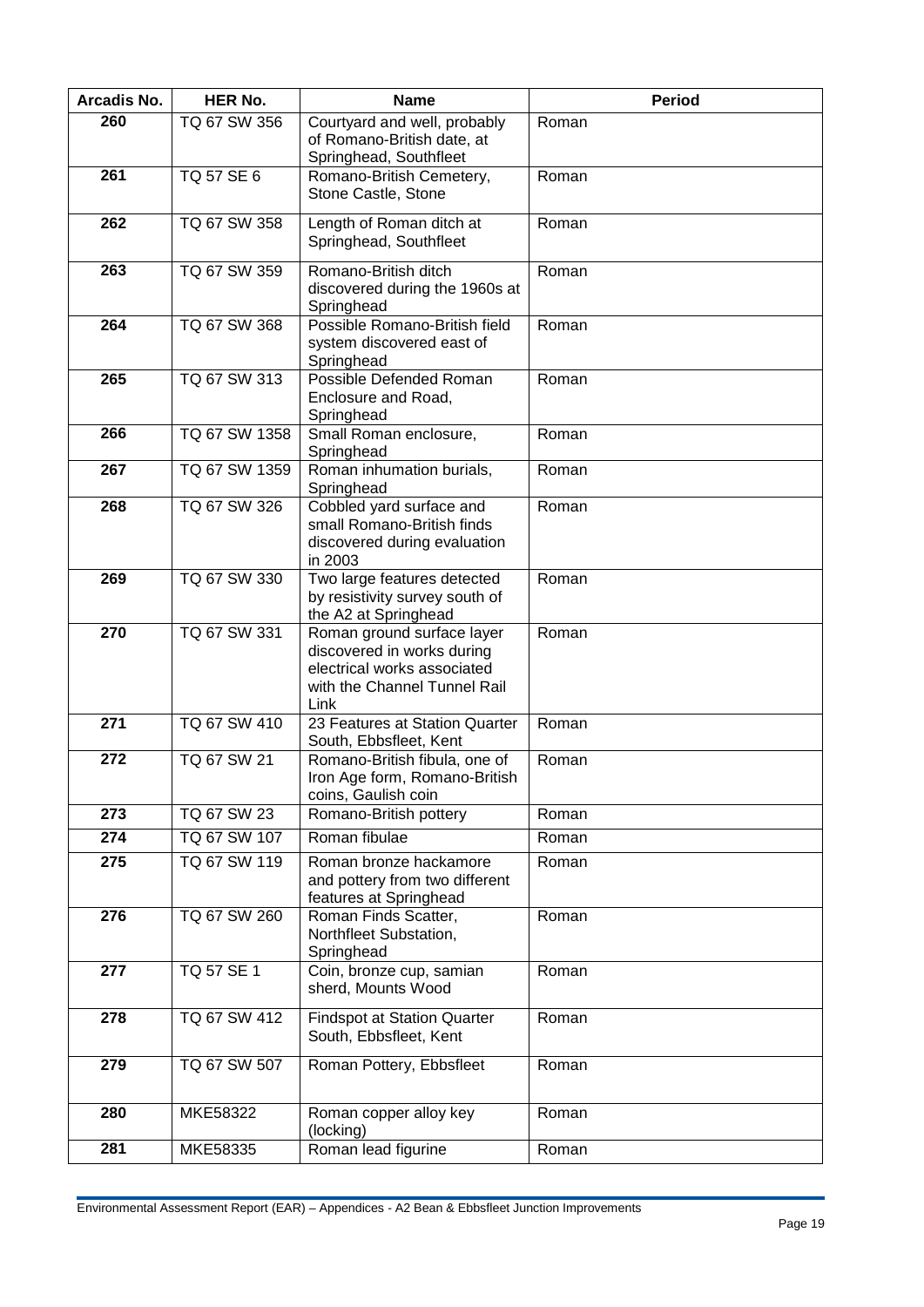| Arcadis No. | HER No. | Name | Period |
|---|---|---|---|
| 260 | TQ 67 SW 356 | Courtyard and well, probably of Romano-British date, at Springhead, Southfleet | Roman |
| 261 | TQ 57 SE 6 | Romano-British Cemetery, Stone Castle, Stone | Roman |
| 262 | TQ 67 SW 358 | Length of Roman ditch at Springhead, Southfleet | Roman |
| 263 | TQ 67 SW 359 | Romano-British ditch discovered during the 1960s at Springhead | Roman |
| 264 | TQ 67 SW 368 | Possible Romano-British field system discovered east of Springhead | Roman |
| 265 | TQ 67 SW 313 | Possible Defended Roman Enclosure and Road, Springhead | Roman |
| 266 | TQ 67 SW 1358 | Small Roman enclosure, Springhead | Roman |
| 267 | TQ 67 SW 1359 | Roman inhumation burials, Springhead | Roman |
| 268 | TQ 67 SW 326 | Cobbled yard surface and small Romano-British finds discovered during evaluation in 2003 | Roman |
| 269 | TQ 67 SW 330 | Two large features detected by resistivity survey south of the A2 at Springhead | Roman |
| 270 | TQ 67 SW 331 | Roman ground surface layer discovered in works during electrical works associated with the Channel Tunnel Rail Link | Roman |
| 271 | TQ 67 SW 410 | 23 Features at Station Quarter South, Ebbsfleet, Kent | Roman |
| 272 | TQ 67 SW 21 | Romano-British fibula, one of Iron Age form, Romano-British coins, Gaulish coin | Roman |
| 273 | TQ 67 SW 23 | Romano-British pottery | Roman |
| 274 | TQ 67 SW 107 | Roman fibulae | Roman |
| 275 | TQ 67 SW 119 | Roman bronze hackamore and pottery from two different features at Springhead | Roman |
| 276 | TQ 67 SW 260 | Roman Finds Scatter, Northfleet Substation, Springhead | Roman |
| 277 | TQ 57 SE 1 | Coin, bronze cup, samian sherd, Mounts Wood | Roman |
| 278 | TQ 67 SW 412 | Findspot at Station Quarter South, Ebbsfleet, Kent | Roman |
| 279 | TQ 67 SW 507 | Roman Pottery, Ebbsfleet | Roman |
| 280 | MKE58322 | Roman copper alloy key (locking) | Roman |
| 281 | MKE58335 | Roman lead figurine | Roman |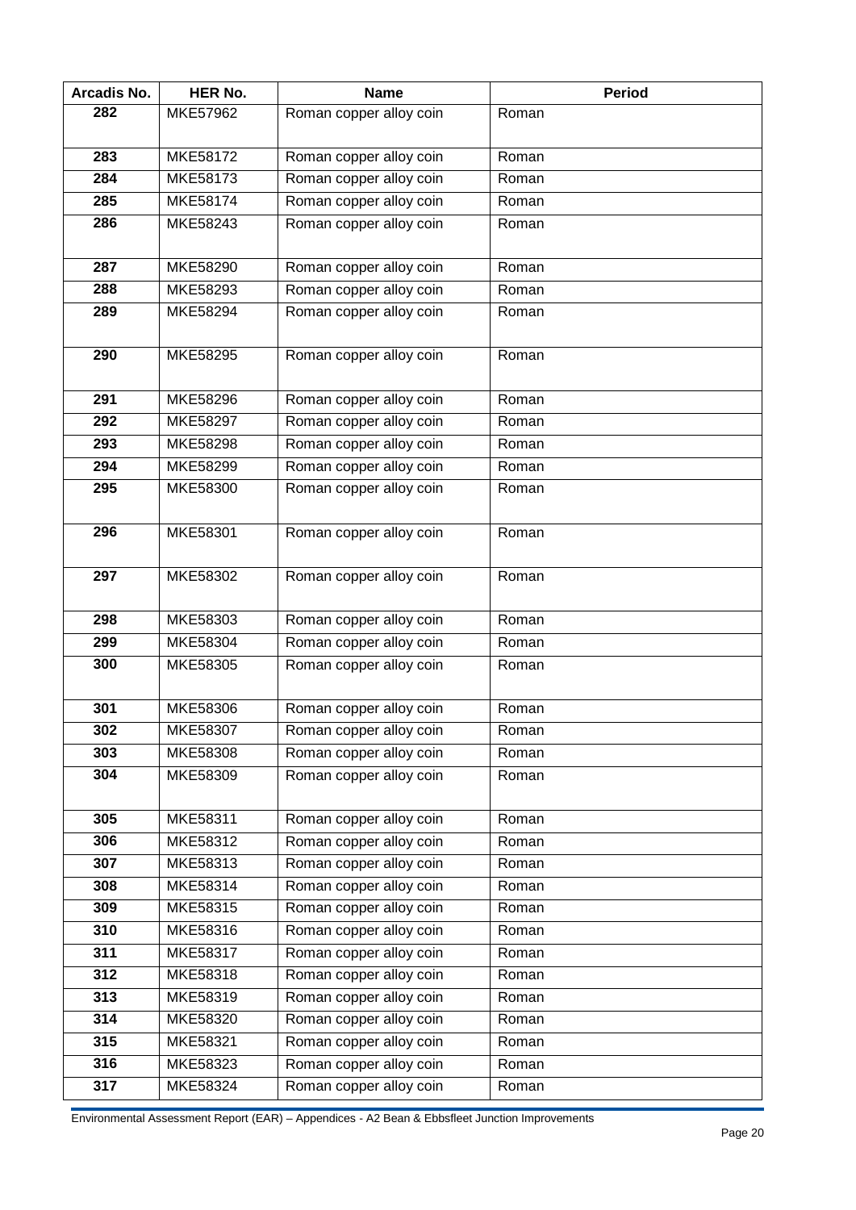| Arcadis No. | HER No. | Name | Period |
|---|---|---|---|
| 282 | MKE57962 | Roman copper alloy coin | Roman |
| 283 | MKE58172 | Roman copper alloy coin | Roman |
| 284 | MKE58173 | Roman copper alloy coin | Roman |
| 285 | MKE58174 | Roman copper alloy coin | Roman |
| 286 | MKE58243 | Roman copper alloy coin | Roman |
| 287 | MKE58290 | Roman copper alloy coin | Roman |
| 288 | MKE58293 | Roman copper alloy coin | Roman |
| 289 | MKE58294 | Roman copper alloy coin | Roman |
| 290 | MKE58295 | Roman copper alloy coin | Roman |
| 291 | MKE58296 | Roman copper alloy coin | Roman |
| 292 | MKE58297 | Roman copper alloy coin | Roman |
| 293 | MKE58298 | Roman copper alloy coin | Roman |
| 294 | MKE58299 | Roman copper alloy coin | Roman |
| 295 | MKE58300 | Roman copper alloy coin | Roman |
| 296 | MKE58301 | Roman copper alloy coin | Roman |
| 297 | MKE58302 | Roman copper alloy coin | Roman |
| 298 | MKE58303 | Roman copper alloy coin | Roman |
| 299 | MKE58304 | Roman copper alloy coin | Roman |
| 300 | MKE58305 | Roman copper alloy coin | Roman |
| 301 | MKE58306 | Roman copper alloy coin | Roman |
| 302 | MKE58307 | Roman copper alloy coin | Roman |
| 303 | MKE58308 | Roman copper alloy coin | Roman |
| 304 | MKE58309 | Roman copper alloy coin | Roman |
| 305 | MKE58311 | Roman copper alloy coin | Roman |
| 306 | MKE58312 | Roman copper alloy coin | Roman |
| 307 | MKE58313 | Roman copper alloy coin | Roman |
| 308 | MKE58314 | Roman copper alloy coin | Roman |
| 309 | MKE58315 | Roman copper alloy coin | Roman |
| 310 | MKE58316 | Roman copper alloy coin | Roman |
| 311 | MKE58317 | Roman copper alloy coin | Roman |
| 312 | MKE58318 | Roman copper alloy coin | Roman |
| 313 | MKE58319 | Roman copper alloy coin | Roman |
| 314 | MKE58320 | Roman copper alloy coin | Roman |
| 315 | MKE58321 | Roman copper alloy coin | Roman |
| 316 | MKE58323 | Roman copper alloy coin | Roman |
| 317 | MKE58324 | Roman copper alloy coin | Roman |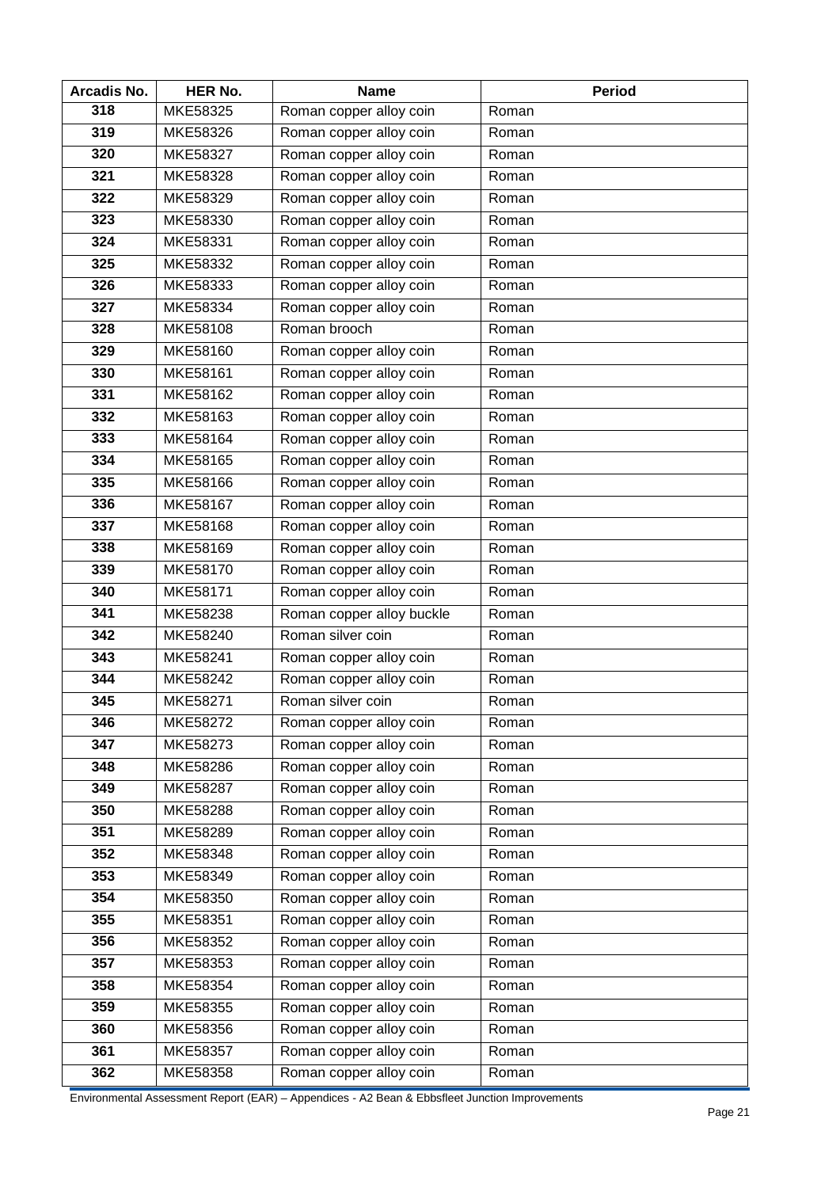| Arcadis No. | HER No. | Name | Period |
|---|---|---|---|
| 318 | MKE58325 | Roman copper alloy coin | Roman |
| 319 | MKE58326 | Roman copper alloy coin | Roman |
| 320 | MKE58327 | Roman copper alloy coin | Roman |
| 321 | MKE58328 | Roman copper alloy coin | Roman |
| 322 | MKE58329 | Roman copper alloy coin | Roman |
| 323 | MKE58330 | Roman copper alloy coin | Roman |
| 324 | MKE58331 | Roman copper alloy coin | Roman |
| 325 | MKE58332 | Roman copper alloy coin | Roman |
| 326 | MKE58333 | Roman copper alloy coin | Roman |
| 327 | MKE58334 | Roman copper alloy coin | Roman |
| 328 | MKE58108 | Roman brooch | Roman |
| 329 | MKE58160 | Roman copper alloy coin | Roman |
| 330 | MKE58161 | Roman copper alloy coin | Roman |
| 331 | MKE58162 | Roman copper alloy coin | Roman |
| 332 | MKE58163 | Roman copper alloy coin | Roman |
| 333 | MKE58164 | Roman copper alloy coin | Roman |
| 334 | MKE58165 | Roman copper alloy coin | Roman |
| 335 | MKE58166 | Roman copper alloy coin | Roman |
| 336 | MKE58167 | Roman copper alloy coin | Roman |
| 337 | MKE58168 | Roman copper alloy coin | Roman |
| 338 | MKE58169 | Roman copper alloy coin | Roman |
| 339 | MKE58170 | Roman copper alloy coin | Roman |
| 340 | MKE58171 | Roman copper alloy coin | Roman |
| 341 | MKE58238 | Roman copper alloy buckle | Roman |
| 342 | MKE58240 | Roman silver coin | Roman |
| 343 | MKE58241 | Roman copper alloy coin | Roman |
| 344 | MKE58242 | Roman copper alloy coin | Roman |
| 345 | MKE58271 | Roman silver coin | Roman |
| 346 | MKE58272 | Roman copper alloy coin | Roman |
| 347 | MKE58273 | Roman copper alloy coin | Roman |
| 348 | MKE58286 | Roman copper alloy coin | Roman |
| 349 | MKE58287 | Roman copper alloy coin | Roman |
| 350 | MKE58288 | Roman copper alloy coin | Roman |
| 351 | MKE58289 | Roman copper alloy coin | Roman |
| 352 | MKE58348 | Roman copper alloy coin | Roman |
| 353 | MKE58349 | Roman copper alloy coin | Roman |
| 354 | MKE58350 | Roman copper alloy coin | Roman |
| 355 | MKE58351 | Roman copper alloy coin | Roman |
| 356 | MKE58352 | Roman copper alloy coin | Roman |
| 357 | MKE58353 | Roman copper alloy coin | Roman |
| 358 | MKE58354 | Roman copper alloy coin | Roman |
| 359 | MKE58355 | Roman copper alloy coin | Roman |
| 360 | MKE58356 | Roman copper alloy coin | Roman |
| 361 | MKE58357 | Roman copper alloy coin | Roman |
| 362 | MKE58358 | Roman copper alloy coin | Roman |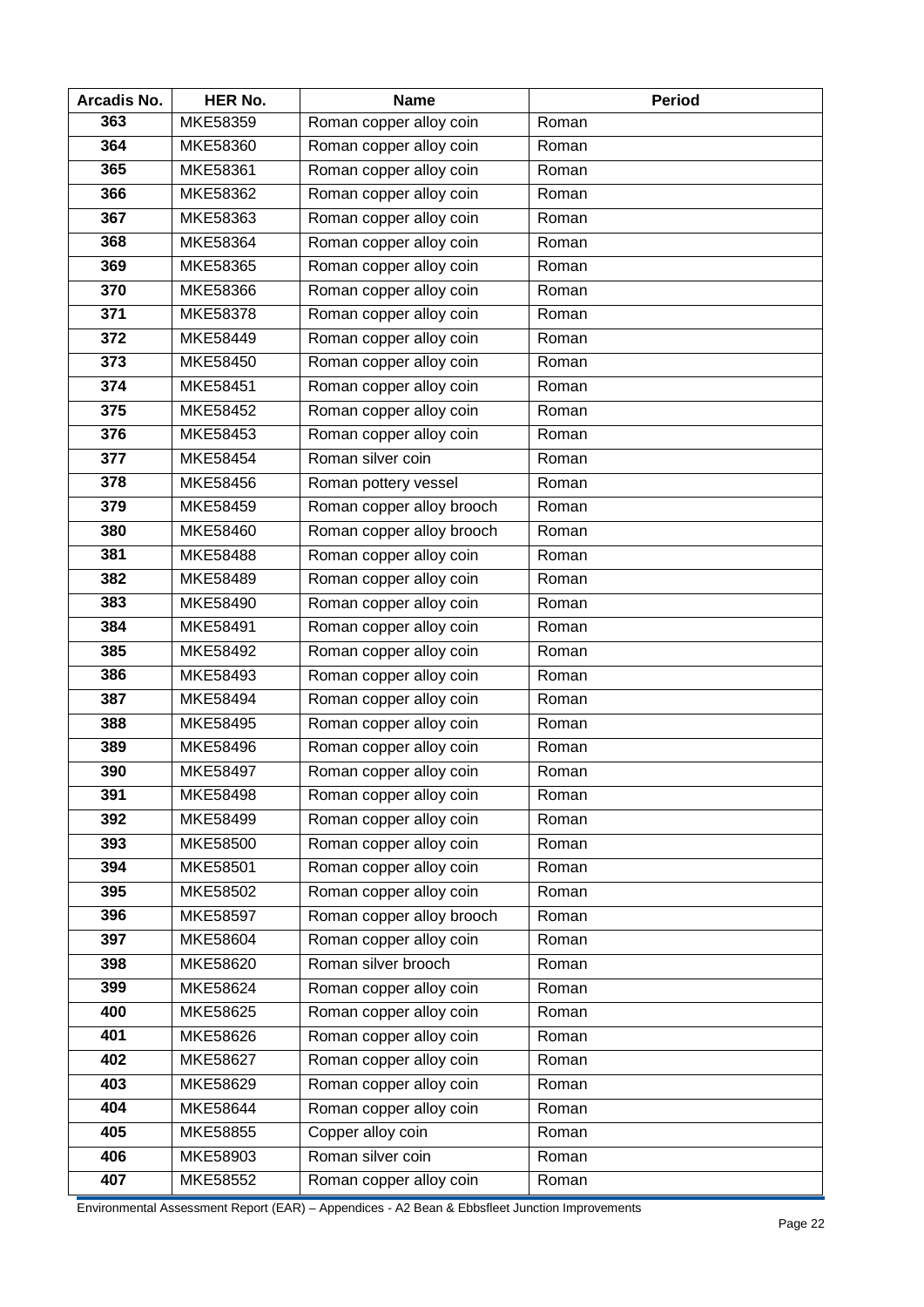| Arcadis No. | HER No. | Name | Period |
|---|---|---|---|
| 363 | MKE58359 | Roman copper alloy coin | Roman |
| 364 | MKE58360 | Roman copper alloy coin | Roman |
| 365 | MKE58361 | Roman copper alloy coin | Roman |
| 366 | MKE58362 | Roman copper alloy coin | Roman |
| 367 | MKE58363 | Roman copper alloy coin | Roman |
| 368 | MKE58364 | Roman copper alloy coin | Roman |
| 369 | MKE58365 | Roman copper alloy coin | Roman |
| 370 | MKE58366 | Roman copper alloy coin | Roman |
| 371 | MKE58378 | Roman copper alloy coin | Roman |
| 372 | MKE58449 | Roman copper alloy coin | Roman |
| 373 | MKE58450 | Roman copper alloy coin | Roman |
| 374 | MKE58451 | Roman copper alloy coin | Roman |
| 375 | MKE58452 | Roman copper alloy coin | Roman |
| 376 | MKE58453 | Roman copper alloy coin | Roman |
| 377 | MKE58454 | Roman silver coin | Roman |
| 378 | MKE58456 | Roman pottery vessel | Roman |
| 379 | MKE58459 | Roman copper alloy brooch | Roman |
| 380 | MKE58460 | Roman copper alloy brooch | Roman |
| 381 | MKE58488 | Roman copper alloy coin | Roman |
| 382 | MKE58489 | Roman copper alloy coin | Roman |
| 383 | MKE58490 | Roman copper alloy coin | Roman |
| 384 | MKE58491 | Roman copper alloy coin | Roman |
| 385 | MKE58492 | Roman copper alloy coin | Roman |
| 386 | MKE58493 | Roman copper alloy coin | Roman |
| 387 | MKE58494 | Roman copper alloy coin | Roman |
| 388 | MKE58495 | Roman copper alloy coin | Roman |
| 389 | MKE58496 | Roman copper alloy coin | Roman |
| 390 | MKE58497 | Roman copper alloy coin | Roman |
| 391 | MKE58498 | Roman copper alloy coin | Roman |
| 392 | MKE58499 | Roman copper alloy coin | Roman |
| 393 | MKE58500 | Roman copper alloy coin | Roman |
| 394 | MKE58501 | Roman copper alloy coin | Roman |
| 395 | MKE58502 | Roman copper alloy coin | Roman |
| 396 | MKE58597 | Roman copper alloy brooch | Roman |
| 397 | MKE58604 | Roman copper alloy coin | Roman |
| 398 | MKE58620 | Roman silver brooch | Roman |
| 399 | MKE58624 | Roman copper alloy coin | Roman |
| 400 | MKE58625 | Roman copper alloy coin | Roman |
| 401 | MKE58626 | Roman copper alloy coin | Roman |
| 402 | MKE58627 | Roman copper alloy coin | Roman |
| 403 | MKE58629 | Roman copper alloy coin | Roman |
| 404 | MKE58644 | Roman copper alloy coin | Roman |
| 405 | MKE58855 | Copper alloy coin | Roman |
| 406 | MKE58903 | Roman silver coin | Roman |
| 407 | MKE58552 | Roman copper alloy coin | Roman |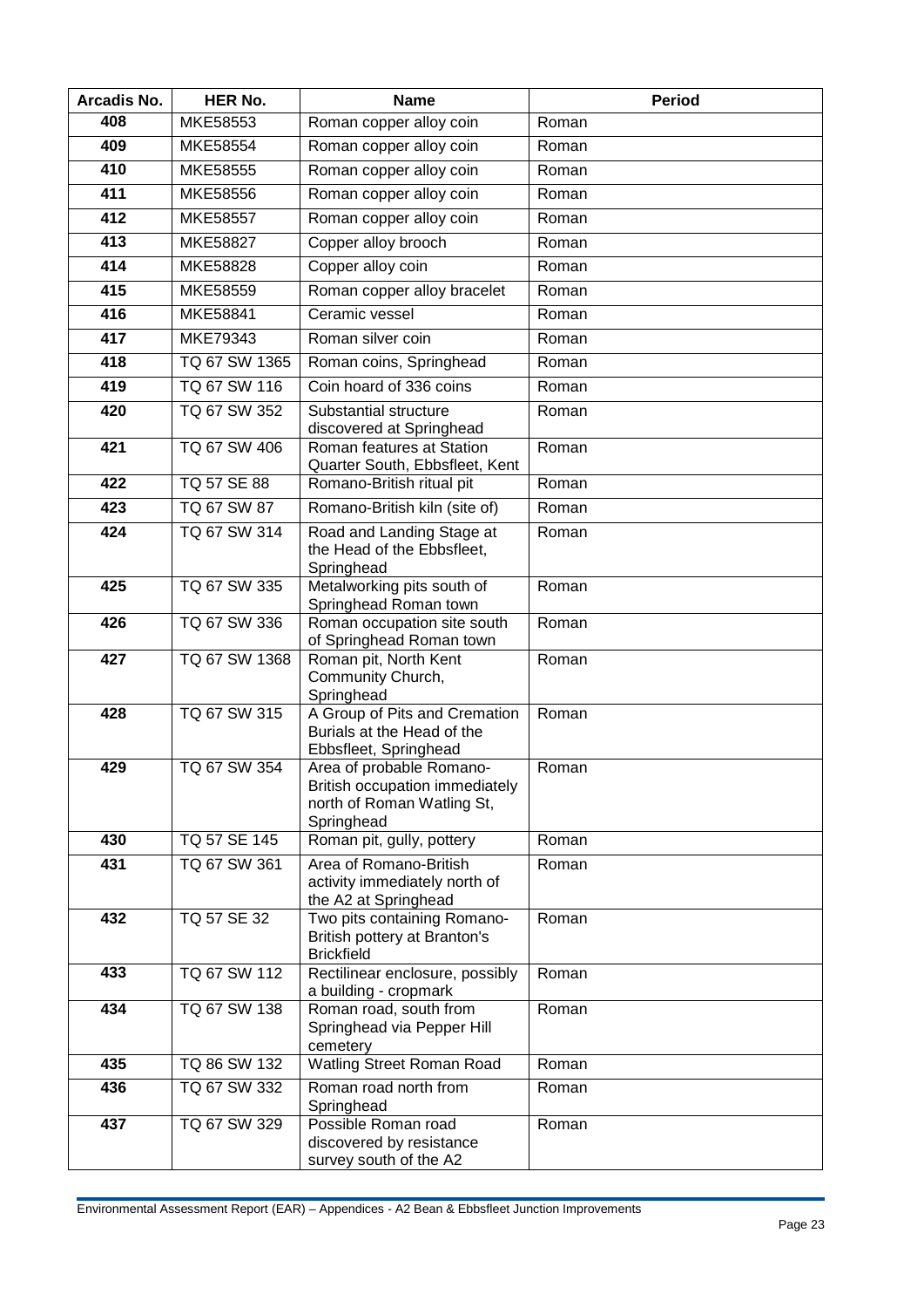| Arcadis No. | HER No. | Name | Period |
|---|---|---|---|
| 408 | MKE58553 | Roman copper alloy coin | Roman |
| 409 | MKE58554 | Roman copper alloy coin | Roman |
| 410 | MKE58555 | Roman copper alloy coin | Roman |
| 411 | MKE58556 | Roman copper alloy coin | Roman |
| 412 | MKE58557 | Roman copper alloy coin | Roman |
| 413 | MKE58827 | Copper alloy brooch | Roman |
| 414 | MKE58828 | Copper alloy coin | Roman |
| 415 | MKE58559 | Roman copper alloy bracelet | Roman |
| 416 | MKE58841 | Ceramic vessel | Roman |
| 417 | MKE79343 | Roman silver coin | Roman |
| 418 | TQ 67 SW 1365 | Roman coins, Springhead | Roman |
| 419 | TQ 67 SW 116 | Coin hoard of 336 coins | Roman |
| 420 | TQ 67 SW 352 | Substantial structure discovered at Springhead | Roman |
| 421 | TQ 67 SW 406 | Roman features at Station Quarter South, Ebbsfleet, Kent | Roman |
| 422 | TQ 57 SE 88 | Romano-British ritual pit | Roman |
| 423 | TQ 67 SW 87 | Romano-British kiln (site of) | Roman |
| 424 | TQ 67 SW 314 | Road and Landing Stage at the Head of the Ebbsfleet, Springhead | Roman |
| 425 | TQ 67 SW 335 | Metalworking pits south of Springhead Roman town | Roman |
| 426 | TQ 67 SW 336 | Roman occupation site south of Springhead Roman town | Roman |
| 427 | TQ 67 SW 1368 | Roman pit, North Kent Community Church, Springhead | Roman |
| 428 | TQ 67 SW 315 | A Group of Pits and Cremation Burials at the Head of the Ebbsfleet, Springhead | Roman |
| 429 | TQ 67 SW 354 | Area of probable Romano-British occupation immediately north of Roman Watling St, Springhead | Roman |
| 430 | TQ 57 SE 145 | Roman pit, gully, pottery | Roman |
| 431 | TQ 67 SW 361 | Area of Romano-British activity immediately north of the A2 at Springhead | Roman |
| 432 | TQ 57 SE 32 | Two pits containing Romano-British pottery at Branton's Brickfield | Roman |
| 433 | TQ 67 SW 112 | Rectilinear enclosure, possibly a building - cropmark | Roman |
| 434 | TQ 67 SW 138 | Roman road, south from Springhead via Pepper Hill cemetery | Roman |
| 435 | TQ 86 SW 132 | Watling Street Roman Road | Roman |
| 436 | TQ 67 SW 332 | Roman road north from Springhead | Roman |
| 437 | TQ 67 SW 329 | Possible Roman road discovered by resistance survey south of the A2 | Roman |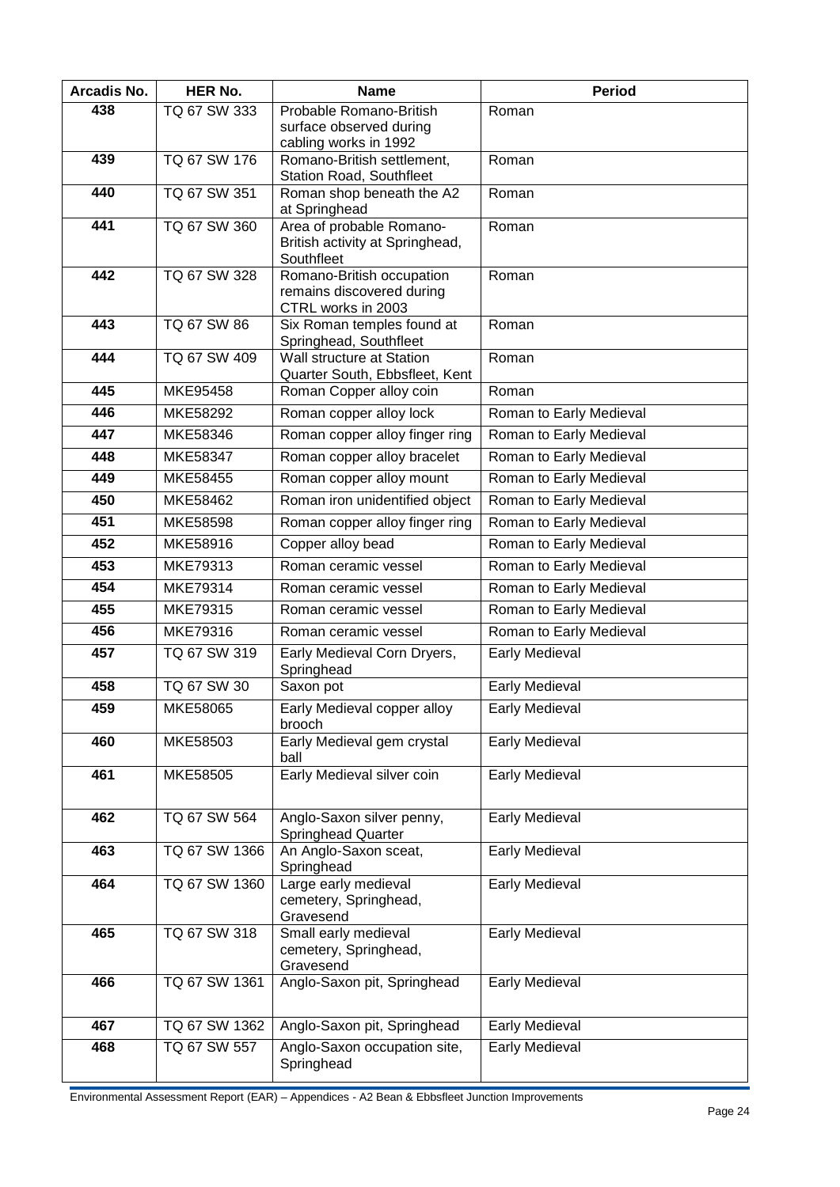| Arcadis No. | HER No. | Name | Period |
|---|---|---|---|
| 438 | TQ 67 SW 333 | Probable Romano-British surface observed during cabling works in 1992 | Roman |
| 439 | TQ 67 SW 176 | Romano-British settlement, Station Road, Southfleet | Roman |
| 440 | TQ 67 SW 351 | Roman shop beneath the A2 at Springhead | Roman |
| 441 | TQ 67 SW 360 | Area of probable Romano-British activity at Springhead, Southfleet | Roman |
| 442 | TQ 67 SW 328 | Romano-British occupation remains discovered during CTRL works in 2003 | Roman |
| 443 | TQ 67 SW 86 | Six Roman temples found at Springhead, Southfleet | Roman |
| 444 | TQ 67 SW 409 | Wall structure at Station Quarter South, Ebbsfleet, Kent | Roman |
| 445 | MKE95458 | Roman Copper alloy coin | Roman |
| 446 | MKE58292 | Roman copper alloy lock | Roman to Early Medieval |
| 447 | MKE58346 | Roman copper alloy finger ring | Roman to Early Medieval |
| 448 | MKE58347 | Roman copper alloy bracelet | Roman to Early Medieval |
| 449 | MKE58455 | Roman copper alloy mount | Roman to Early Medieval |
| 450 | MKE58462 | Roman iron unidentified object | Roman to Early Medieval |
| 451 | MKE58598 | Roman copper alloy finger ring | Roman to Early Medieval |
| 452 | MKE58916 | Copper alloy bead | Roman to Early Medieval |
| 453 | MKE79313 | Roman ceramic vessel | Roman to Early Medieval |
| 454 | MKE79314 | Roman ceramic vessel | Roman to Early Medieval |
| 455 | MKE79315 | Roman ceramic vessel | Roman to Early Medieval |
| 456 | MKE79316 | Roman ceramic vessel | Roman to Early Medieval |
| 457 | TQ 67 SW 319 | Early Medieval Corn Dryers, Springhead | Early Medieval |
| 458 | TQ 67 SW 30 | Saxon pot | Early Medieval |
| 459 | MKE58065 | Early Medieval copper alloy brooch | Early Medieval |
| 460 | MKE58503 | Early Medieval gem crystal ball | Early Medieval |
| 461 | MKE58505 | Early Medieval silver coin | Early Medieval |
| 462 | TQ 67 SW 564 | Anglo-Saxon silver penny, Springhead Quarter | Early Medieval |
| 463 | TQ 67 SW 1366 | An Anglo-Saxon sceat, Springhead | Early Medieval |
| 464 | TQ 67 SW 1360 | Large early medieval cemetery, Springhead, Gravesend | Early Medieval |
| 465 | TQ 67 SW 318 | Small early medieval cemetery, Springhead, Gravesend | Early Medieval |
| 466 | TQ 67 SW 1361 | Anglo-Saxon pit, Springhead | Early Medieval |
| 467 | TQ 67 SW 1362 | Anglo-Saxon pit, Springhead | Early Medieval |
| 468 | TQ 67 SW 557 | Anglo-Saxon occupation site, Springhead | Early Medieval |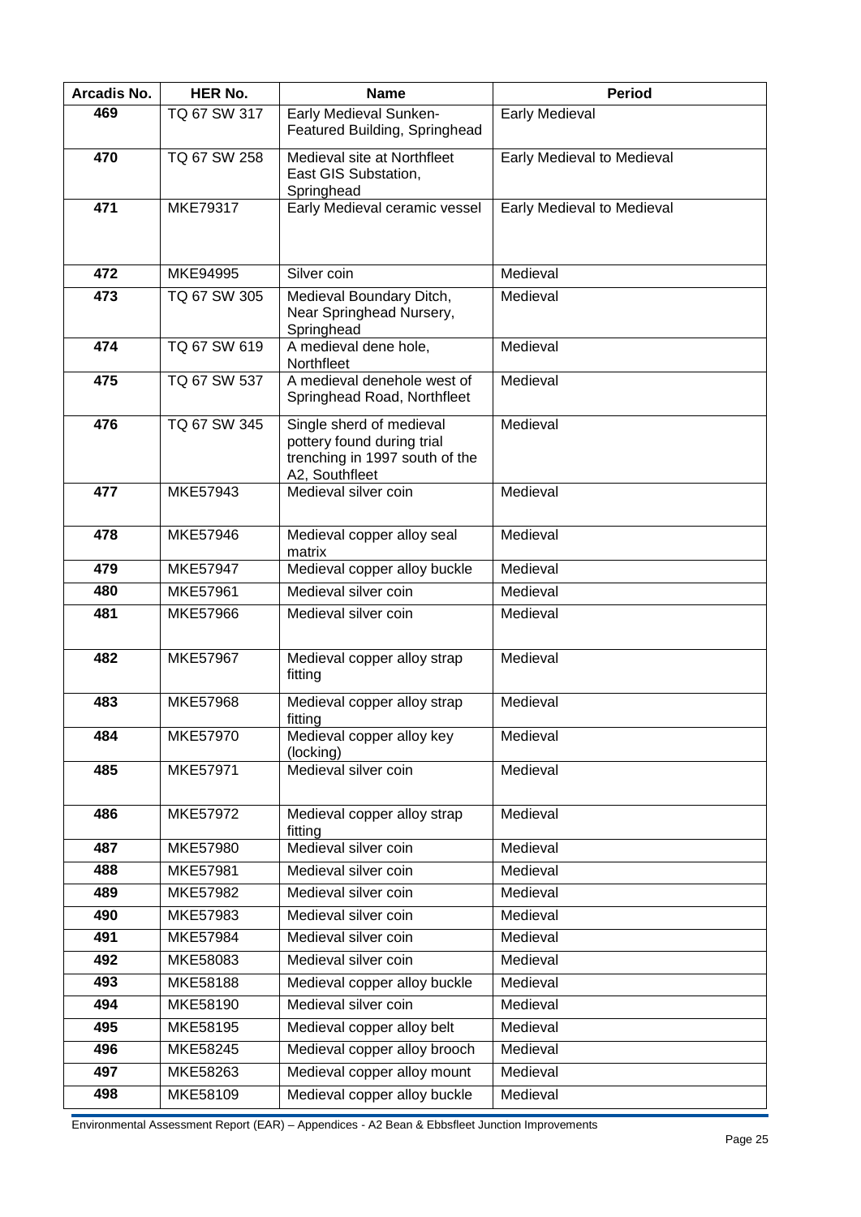| Arcadis No. | HER No. | Name | Period |
|---|---|---|---|
| 469 | TQ 67 SW 317 | Early Medieval Sunken-Featured Building, Springhead | Early Medieval |
| 470 | TQ 67 SW 258 | Medieval site at Northfleet East GIS Substation, Springhead | Early Medieval to Medieval |
| 471 | MKE79317 | Early Medieval ceramic vessel | Early Medieval to Medieval |
| 472 | MKE94995 | Silver coin | Medieval |
| 473 | TQ 67 SW 305 | Medieval Boundary Ditch, Near Springhead Nursery, Springhead | Medieval |
| 474 | TQ 67 SW 619 | A medieval dene hole, Northfleet | Medieval |
| 475 | TQ 67 SW 537 | A medieval denehole west of Springhead Road, Northfleet | Medieval |
| 476 | TQ 67 SW 345 | Single sherd of medieval pottery found during trial trenching in 1997 south of the A2, Southfleet | Medieval |
| 477 | MKE57943 | Medieval silver coin | Medieval |
| 478 | MKE57946 | Medieval copper alloy seal matrix | Medieval |
| 479 | MKE57947 | Medieval copper alloy buckle | Medieval |
| 480 | MKE57961 | Medieval silver coin | Medieval |
| 481 | MKE57966 | Medieval silver coin | Medieval |
| 482 | MKE57967 | Medieval copper alloy strap fitting | Medieval |
| 483 | MKE57968 | Medieval copper alloy strap fitting | Medieval |
| 484 | MKE57970 | Medieval copper alloy key (locking) | Medieval |
| 485 | MKE57971 | Medieval silver coin | Medieval |
| 486 | MKE57972 | Medieval copper alloy strap fitting | Medieval |
| 487 | MKE57980 | Medieval silver coin | Medieval |
| 488 | MKE57981 | Medieval silver coin | Medieval |
| 489 | MKE57982 | Medieval silver coin | Medieval |
| 490 | MKE57983 | Medieval silver coin | Medieval |
| 491 | MKE57984 | Medieval silver coin | Medieval |
| 492 | MKE58083 | Medieval silver coin | Medieval |
| 493 | MKE58188 | Medieval copper alloy buckle | Medieval |
| 494 | MKE58190 | Medieval silver coin | Medieval |
| 495 | MKE58195 | Medieval copper alloy belt | Medieval |
| 496 | MKE58245 | Medieval copper alloy brooch | Medieval |
| 497 | MKE58263 | Medieval copper alloy mount | Medieval |
| 498 | MKE58109 | Medieval copper alloy buckle | Medieval |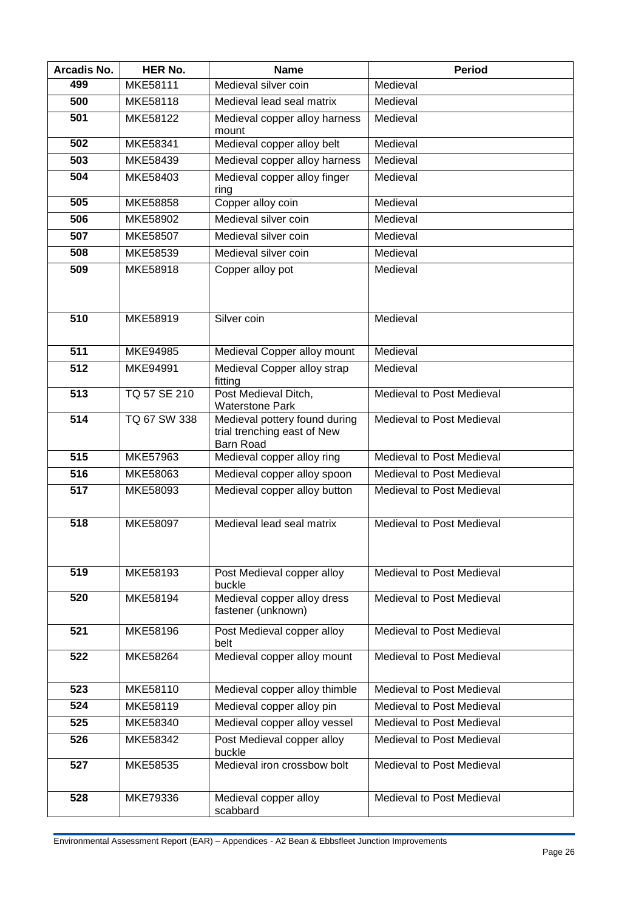| Arcadis No. | HER No. | Name | Period |
|---|---|---|---|
| 499 | MKE58111 | Medieval silver coin | Medieval |
| 500 | MKE58118 | Medieval lead seal matrix | Medieval |
| 501 | MKE58122 | Medieval copper alloy harness mount | Medieval |
| 502 | MKE58341 | Medieval copper alloy belt | Medieval |
| 503 | MKE58439 | Medieval copper alloy harness | Medieval |
| 504 | MKE58403 | Medieval copper alloy finger ring | Medieval |
| 505 | MKE58858 | Copper alloy coin | Medieval |
| 506 | MKE58902 | Medieval silver coin | Medieval |
| 507 | MKE58507 | Medieval silver coin | Medieval |
| 508 | MKE58539 | Medieval silver coin | Medieval |
| 509 | MKE58918 | Copper alloy pot | Medieval |
| 510 | MKE58919 | Silver coin | Medieval |
| 511 | MKE94985 | Medieval Copper alloy mount | Medieval |
| 512 | MKE94991 | Medieval Copper alloy strap fitting | Medieval |
| 513 | TQ 57 SE 210 | Post Medieval Ditch, Waterstone Park | Medieval to Post Medieval |
| 514 | TQ 67 SW 338 | Medieval pottery found during trial trenching east of New Barn Road | Medieval to Post Medieval |
| 515 | MKE57963 | Medieval copper alloy ring | Medieval to Post Medieval |
| 516 | MKE58063 | Medieval copper alloy spoon | Medieval to Post Medieval |
| 517 | MKE58093 | Medieval copper alloy button | Medieval to Post Medieval |
| 518 | MKE58097 | Medieval lead seal matrix | Medieval to Post Medieval |
| 519 | MKE58193 | Post Medieval copper alloy buckle | Medieval to Post Medieval |
| 520 | MKE58194 | Medieval copper alloy dress fastener (unknown) | Medieval to Post Medieval |
| 521 | MKE58196 | Post Medieval copper alloy belt | Medieval to Post Medieval |
| 522 | MKE58264 | Medieval copper alloy mount | Medieval to Post Medieval |
| 523 | MKE58110 | Medieval copper alloy thimble | Medieval to Post Medieval |
| 524 | MKE58119 | Medieval copper alloy pin | Medieval to Post Medieval |
| 525 | MKE58340 | Medieval copper alloy vessel | Medieval to Post Medieval |
| 526 | MKE58342 | Post Medieval copper alloy buckle | Medieval to Post Medieval |
| 527 | MKE58535 | Medieval iron crossbow bolt | Medieval to Post Medieval |
| 528 | MKE79336 | Medieval copper alloy scabbard | Medieval to Post Medieval |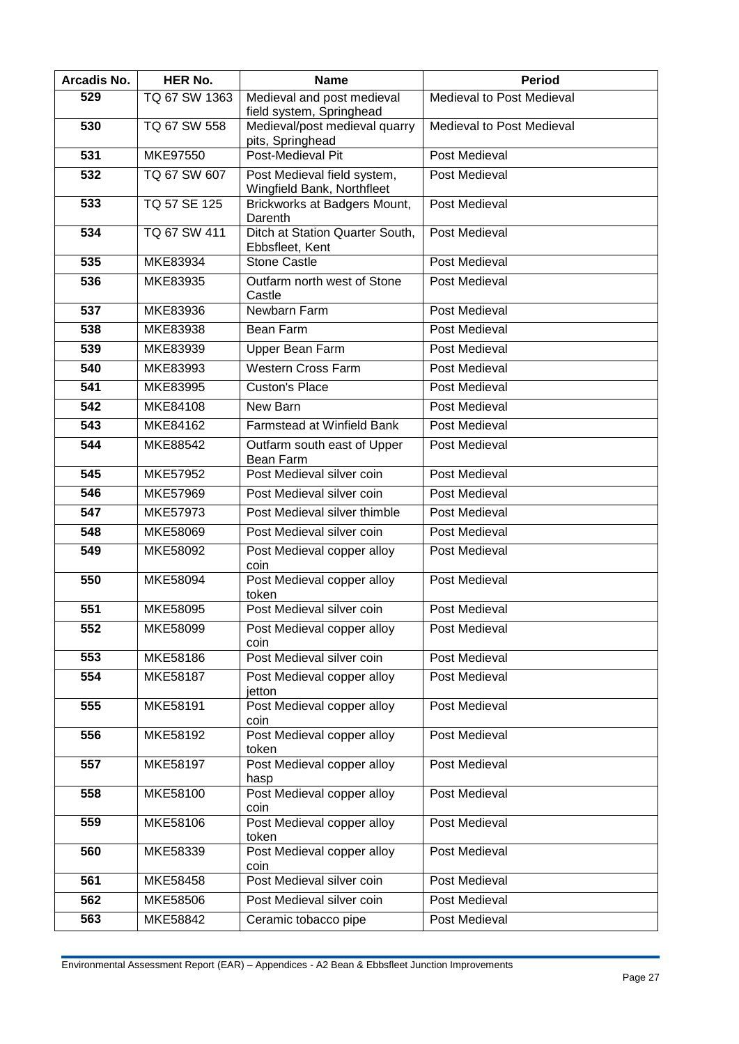| Arcadis No. | HER No. | Name | Period |
|---|---|---|---|
| 529 | TQ 67 SW 1363 | Medieval and post medieval field system, Springhead | Medieval to Post Medieval |
| 530 | TQ 67 SW 558 | Medieval/post medieval quarry pits, Springhead | Medieval to Post Medieval |
| 531 | MKE97550 | Post-Medieval Pit | Post Medieval |
| 532 | TQ 67 SW 607 | Post Medieval field system, Wingfield Bank, Northfleet | Post Medieval |
| 533 | TQ 57 SE 125 | Brickworks at Badgers Mount, Darenth | Post Medieval |
| 534 | TQ 67 SW 411 | Ditch at Station Quarter South, Ebbsfleet, Kent | Post Medieval |
| 535 | MKE83934 | Stone Castle | Post Medieval |
| 536 | MKE83935 | Outfarm north west of Stone Castle | Post Medieval |
| 537 | MKE83936 | Newbarn Farm | Post Medieval |
| 538 | MKE83938 | Bean Farm | Post Medieval |
| 539 | MKE83939 | Upper Bean Farm | Post Medieval |
| 540 | MKE83993 | Western Cross Farm | Post Medieval |
| 541 | MKE83995 | Custon's Place | Post Medieval |
| 542 | MKE84108 | New Barn | Post Medieval |
| 543 | MKE84162 | Farmstead at Winfield Bank | Post Medieval |
| 544 | MKE88542 | Outfarm south east of Upper Bean Farm | Post Medieval |
| 545 | MKE57952 | Post Medieval silver coin | Post Medieval |
| 546 | MKE57969 | Post Medieval silver coin | Post Medieval |
| 547 | MKE57973 | Post Medieval silver thimble | Post Medieval |
| 548 | MKE58069 | Post Medieval silver coin | Post Medieval |
| 549 | MKE58092 | Post Medieval copper alloy coin | Post Medieval |
| 550 | MKE58094 | Post Medieval copper alloy token | Post Medieval |
| 551 | MKE58095 | Post Medieval silver coin | Post Medieval |
| 552 | MKE58099 | Post Medieval copper alloy coin | Post Medieval |
| 553 | MKE58186 | Post Medieval silver coin | Post Medieval |
| 554 | MKE58187 | Post Medieval copper alloy jetton | Post Medieval |
| 555 | MKE58191 | Post Medieval copper alloy coin | Post Medieval |
| 556 | MKE58192 | Post Medieval copper alloy token | Post Medieval |
| 557 | MKE58197 | Post Medieval copper alloy hasp | Post Medieval |
| 558 | MKE58100 | Post Medieval copper alloy coin | Post Medieval |
| 559 | MKE58106 | Post Medieval copper alloy token | Post Medieval |
| 560 | MKE58339 | Post Medieval copper alloy coin | Post Medieval |
| 561 | MKE58458 | Post Medieval silver coin | Post Medieval |
| 562 | MKE58506 | Post Medieval silver coin | Post Medieval |
| 563 | MKE58842 | Ceramic tobacco pipe | Post Medieval |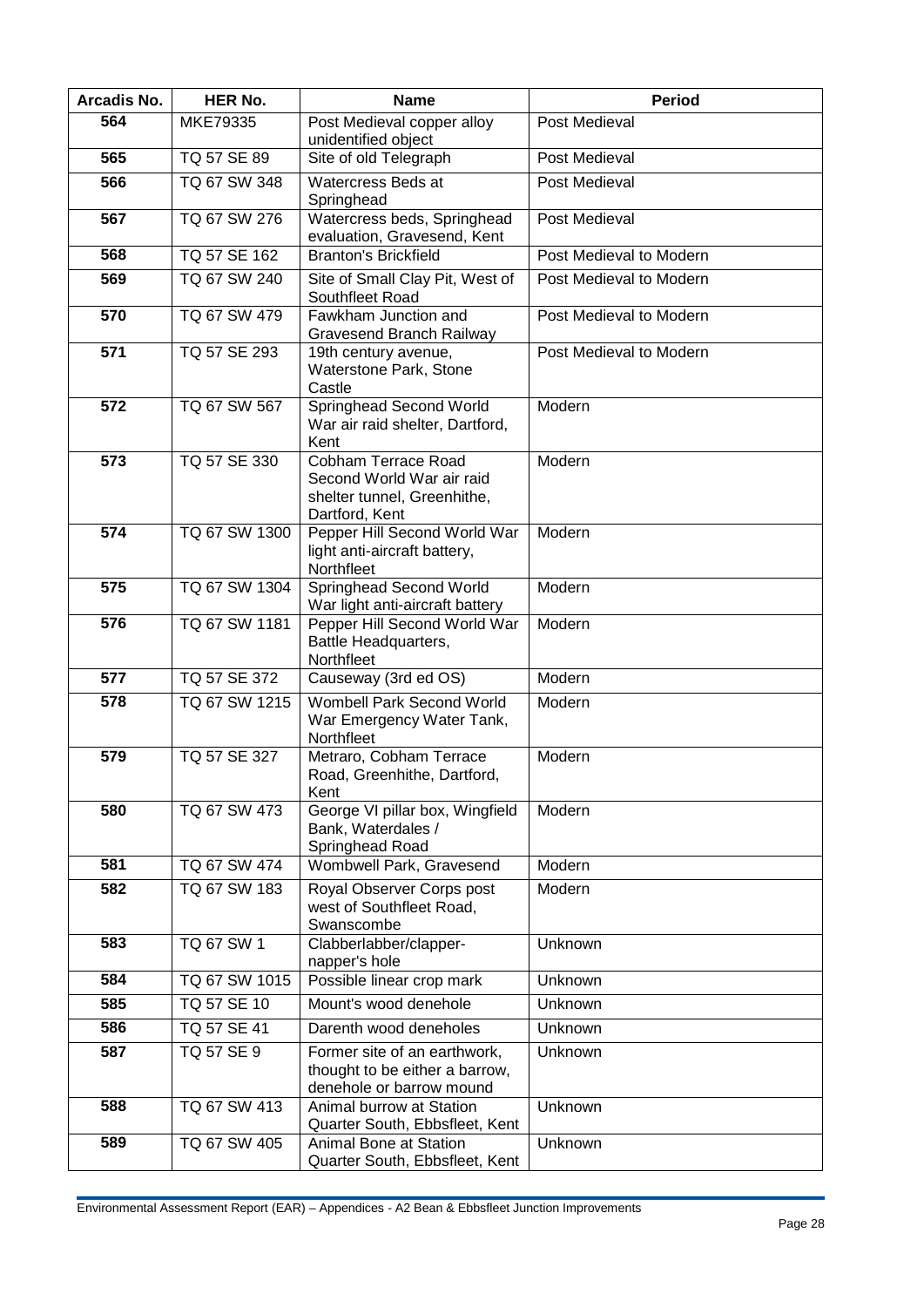| Arcadis No. | HER No. | Name | Period |
|---|---|---|---|
| 564 | MKE79335 | Post Medieval copper alloy unidentified object | Post Medieval |
| 565 | TQ 57 SE 89 | Site of old Telegraph | Post Medieval |
| 566 | TQ 67 SW 348 | Watercress Beds at Springhead | Post Medieval |
| 567 | TQ 67 SW 276 | Watercress beds, Springhead evaluation, Gravesend, Kent | Post Medieval |
| 568 | TQ 57 SE 162 | Branton's Brickfield | Post Medieval to Modern |
| 569 | TQ 67 SW 240 | Site of Small Clay Pit, West of Southfleet Road | Post Medieval to Modern |
| 570 | TQ 67 SW 479 | Fawkham Junction and Gravesend Branch Railway | Post Medieval to Modern |
| 571 | TQ 57 SE 293 | 19th century avenue, Waterstone Park, Stone Castle | Post Medieval to Modern |
| 572 | TQ 67 SW 567 | Springhead Second World War air raid shelter, Dartford, Kent | Modern |
| 573 | TQ 57 SE 330 | Cobham Terrace Road Second World War air raid shelter tunnel, Greenhithe, Dartford, Kent | Modern |
| 574 | TQ 67 SW 1300 | Pepper Hill Second World War light anti-aircraft battery, Northfleet | Modern |
| 575 | TQ 67 SW 1304 | Springhead Second World War light anti-aircraft battery | Modern |
| 576 | TQ 67 SW 1181 | Pepper Hill Second World War Battle Headquarters, Northfleet | Modern |
| 577 | TQ 57 SE 372 | Causeway (3rd ed OS) | Modern |
| 578 | TQ 67 SW 1215 | Wombell Park Second World War Emergency Water Tank, Northfleet | Modern |
| 579 | TQ 57 SE 327 | Metraro, Cobham Terrace Road, Greenhithe, Dartford, Kent | Modern |
| 580 | TQ 67 SW 473 | George VI pillar box, Wingfield Bank, Waterdales / Springhead Road | Modern |
| 581 | TQ 67 SW 474 | Wombwell Park, Gravesend | Modern |
| 582 | TQ 67 SW 183 | Royal Observer Corps post west of Southfleet Road, Swanscombe | Modern |
| 583 | TQ 67 SW 1 | Clabberlabber/clapper-napper's hole | Unknown |
| 584 | TQ 67 SW 1015 | Possible linear crop mark | Unknown |
| 585 | TQ 57 SE 10 | Mount's wood denehole | Unknown |
| 586 | TQ 57 SE 41 | Darenth wood deneholes | Unknown |
| 587 | TQ 57 SE 9 | Former site of an earthwork, thought to be either a barrow, denehole or barrow mound | Unknown |
| 588 | TQ 67 SW 413 | Animal burrow at Station Quarter South, Ebbsfleet, Kent | Unknown |
| 589 | TQ 67 SW 405 | Animal Bone at Station Quarter South, Ebbsfleet, Kent | Unknown |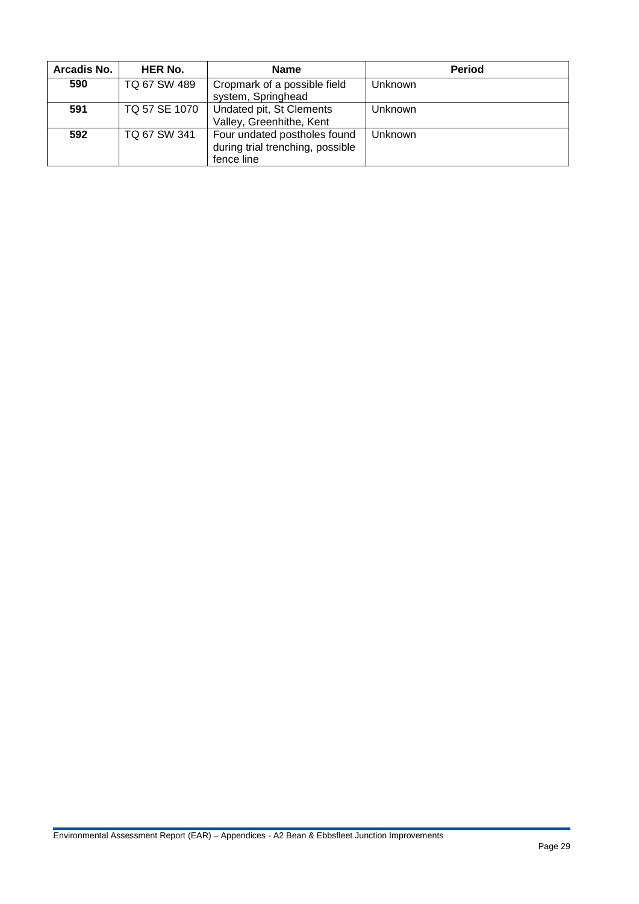| Arcadis No. | HER No. | Name | Period |
| --- | --- | --- | --- |
| **590** | TQ 67 SW 489 | Cropmark of a possible field system, Springhead | Unknown |
| **591** | TQ 57 SE 1070 | Undated pit, St Clements Valley, Greenhithe, Kent | Unknown |
| **592** | TQ 67 SW 341 | Four undated postholes found during trial trenching, possible fence line | Unknown |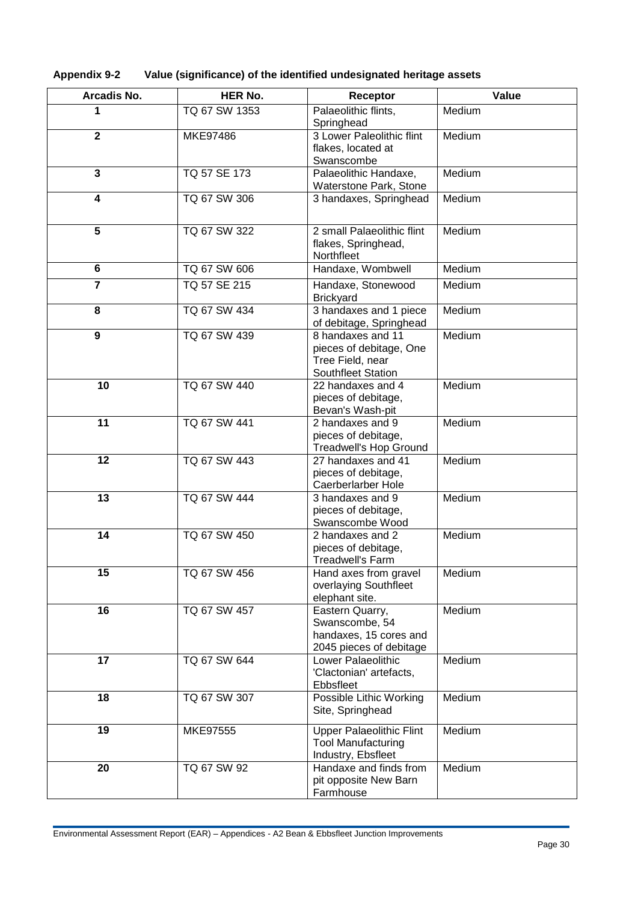**Appendix 9-2 Value (significance) of the identified undesignated heritage assets**

| Arcadis No. | HER No. | Receptor | Value |
|---|---|---|---|
| **1** | TQ 67 SW 1353 | Palaeolithic flints, Springhead | Medium |
| **2** | MKE97486 | 3 Lower Paleolithic flint flakes, located at Swanscombe | Medium |
| **3** | TQ 57 SE 173 | Palaeolithic Handaxe, Waterstone Park, Stone | Medium |
| **4** | TQ 67 SW 306 | 3 handaxes, Springhead | Medium |
| **5** | TQ 67 SW 322 | 2 small Palaeolithic flint flakes, Springhead, Northfleet | Medium |
| **6** | TQ 67 SW 606 | Handaxe, Wombwell | Medium |
| **7** | TQ 57 SE 215 | Handaxe, Stonewood Brickyard | Medium |
| **8** | TQ 67 SW 434 | 3 handaxes and 1 piece of debitage, Springhead | Medium |
| **9** | TQ 67 SW 439 | 8 handaxes and 11 pieces of debitage, One Tree Field, near Southfleet Station | Medium |
| **10** | TQ 67 SW 440 | 22 handaxes and 4 pieces of debitage, Bevan's Wash-pit | Medium |
| **11** | TQ 67 SW 441 | 2 handaxes and 9 pieces of debitage, Treadwell's Hop Ground | Medium |
| **12** | TQ 67 SW 443 | 27 handaxes and 41 pieces of debitage, Caerberlarber Hole | Medium |
| **13** | TQ 67 SW 444 | 3 handaxes and 9 pieces of debitage, Swanscombe Wood | Medium |
| **14** | TQ 67 SW 450 | 2 handaxes and 2 pieces of debitage, Treadwell's Farm | Medium |
| **15** | TQ 67 SW 456 | Hand axes from gravel overlaying Southfleet elephant site. | Medium |
| **16** | TQ 67 SW 457 | Eastern Quarry, Swanscombe, 54 handaxes, 15 cores and 2045 pieces of debitage | Medium |
| **17** | TQ 67 SW 644 | Lower Palaeolithic 'Clactonian' artefacts, Ebbsfleet | Medium |
| **18** | TQ 67 SW 307 | Possible Lithic Working Site, Springhead | Medium |
| **19** | MKE97555 | Upper Palaeolithic Flint Tool Manufacturing Industry, Ebsfleet | Medium |
| **20** | TQ 67 SW 92 | Handaxe and finds from pit opposite New Barn Farmhouse | Medium |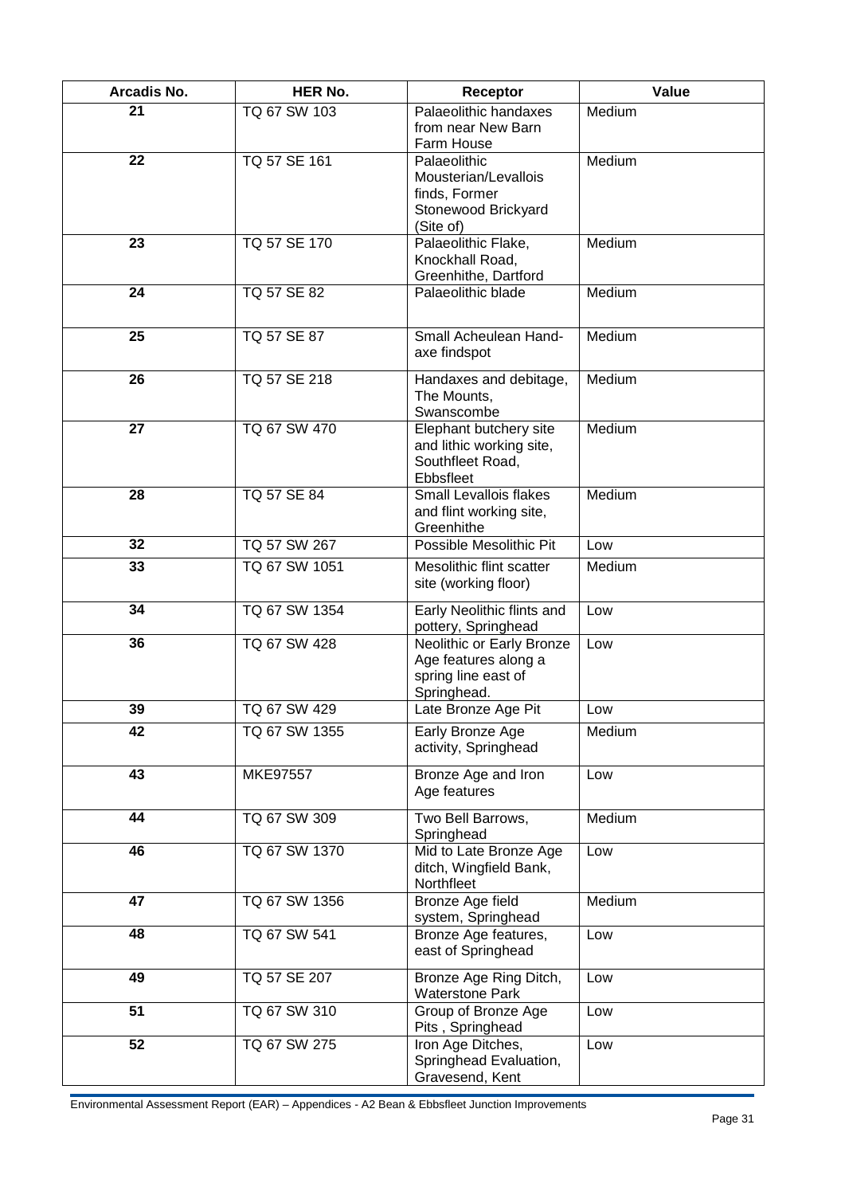| Arcadis No. | HER No. | Receptor | Value |
|---|---|---|---|
| 21 | TQ 67 SW 103 | Palaeolithic handaxes from near New Barn Farm House | Medium |
| 22 | TQ 57 SE 161 | Palaeolithic Mousterian/Levallois finds, Former Stonewood Brickyard (Site of) | Medium |
| 23 | TQ 57 SE 170 | Palaeolithic Flake, Knockhall Road, Greenhithe, Dartford | Medium |
| 24 | TQ 57 SE 82 | Palaeolithic blade | Medium |
| 25 | TQ 57 SE 87 | Small Acheulean Hand-axe findspot | Medium |
| 26 | TQ 57 SE 218 | Handaxes and debitage, The Mounts, Swanscombe | Medium |
| 27 | TQ 67 SW 470 | Elephant butchery site and lithic working site, Southfleet Road, Ebbsfleet | Medium |
| 28 | TQ 57 SE 84 | Small Levallois flakes and flint working site, Greenhithe | Medium |
| 32 | TQ 57 SW 267 | Possible Mesolithic Pit | Low |
| 33 | TQ 67 SW 1051 | Mesolithic flint scatter site (working floor) | Medium |
| 34 | TQ 67 SW 1354 | Early Neolithic flints and pottery, Springhead | Low |
| 36 | TQ 67 SW 428 | Neolithic or Early Bronze Age features along a spring line east of Springhead. | Low |
| 39 | TQ 67 SW 429 | Late Bronze Age Pit | Low |
| 42 | TQ 67 SW 1355 | Early Bronze Age activity, Springhead | Medium |
| 43 | MKE97557 | Bronze Age and Iron Age features | Low |
| 44 | TQ 67 SW 309 | Two Bell Barrows, Springhead | Medium |
| 46 | TQ 67 SW 1370 | Mid to Late Bronze Age ditch, Wingfield Bank, Northfleet | Low |
| 47 | TQ 67 SW 1356 | Bronze Age field system, Springhead | Medium |
| 48 | TQ 67 SW 541 | Bronze Age features, east of Springhead | Low |
| 49 | TQ 57 SE 207 | Bronze Age Ring Ditch, Waterstone Park | Low |
| 51 | TQ 67 SW 310 | Group of Bronze Age Pits , Springhead | Low |
| 52 | TQ 67 SW 275 | Iron Age Ditches, Springhead Evaluation, Gravesend, Kent | Low |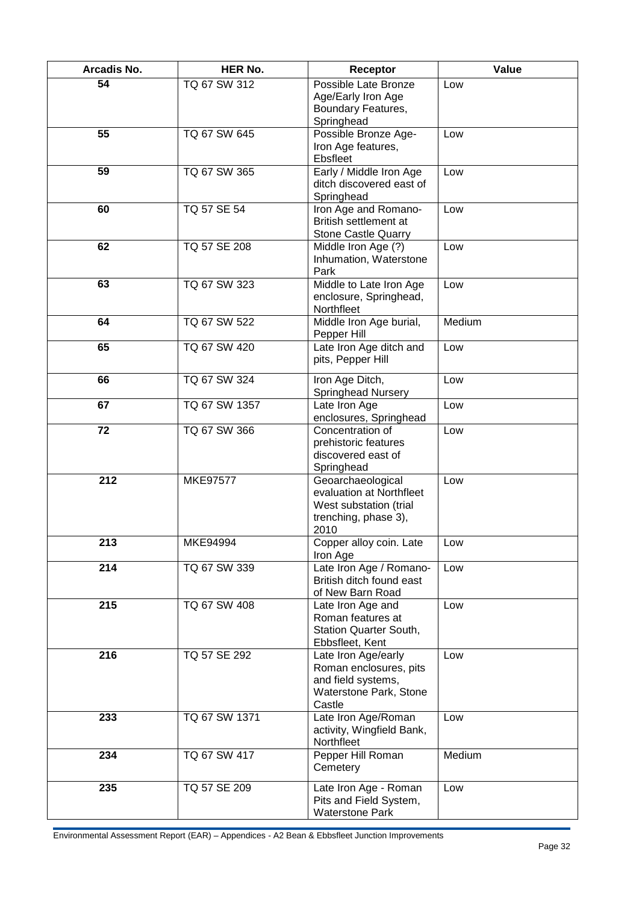| Arcadis No. | HER No. | Receptor | Value |
|---|---|---|---|
| 54 | TQ 67 SW 312 | Possible Late Bronze Age/Early Iron Age Boundary Features, Springhead | Low |
| 55 | TQ 67 SW 645 | Possible Bronze Age-Iron Age features, Ebsfleet | Low |
| 59 | TQ 67 SW 365 | Early / Middle Iron Age ditch discovered east of Springhead | Low |
| 60 | TQ 57 SE 54 | Iron Age and Romano-British settlement at Stone Castle Quarry | Low |
| 62 | TQ 57 SE 208 | Middle Iron Age (?) Inhumation, Waterstone Park | Low |
| 63 | TQ 67 SW 323 | Middle to Late Iron Age enclosure, Springhead, Northfleet | Low |
| 64 | TQ 67 SW 522 | Middle Iron Age burial, Pepper Hill | Medium |
| 65 | TQ 67 SW 420 | Late Iron Age ditch and pits, Pepper Hill | Low |
| 66 | TQ 67 SW 324 | Iron Age Ditch, Springhead Nursery | Low |
| 67 | TQ 67 SW 1357 | Late Iron Age enclosures, Springhead | Low |
| 72 | TQ 67 SW 366 | Concentration of prehistoric features discovered east of Springhead | Low |
| 212 | MKE97577 | Geoarchaeological evaluation at Northfleet West substation (trial trenching, phase 3), 2010 | Low |
| 213 | MKE94994 | Copper alloy coin. Late Iron Age | Low |
| 214 | TQ 67 SW 339 | Late Iron Age / Romano-British ditch found east of New Barn Road | Low |
| 215 | TQ 67 SW 408 | Late Iron Age and Roman features at Station Quarter South, Ebbsfleet, Kent | Low |
| 216 | TQ 57 SE 292 | Late Iron Age/early Roman enclosures, pits and field systems, Waterstone Park, Stone Castle | Low |
| 233 | TQ 67 SW 1371 | Late Iron Age/Roman activity, Wingfield Bank, Northfleet | Low |
| 234 | TQ 67 SW 417 | Pepper Hill Roman Cemetery | Medium |
| 235 | TQ 57 SE 209 | Late Iron Age - Roman Pits and Field System, Waterstone Park | Low |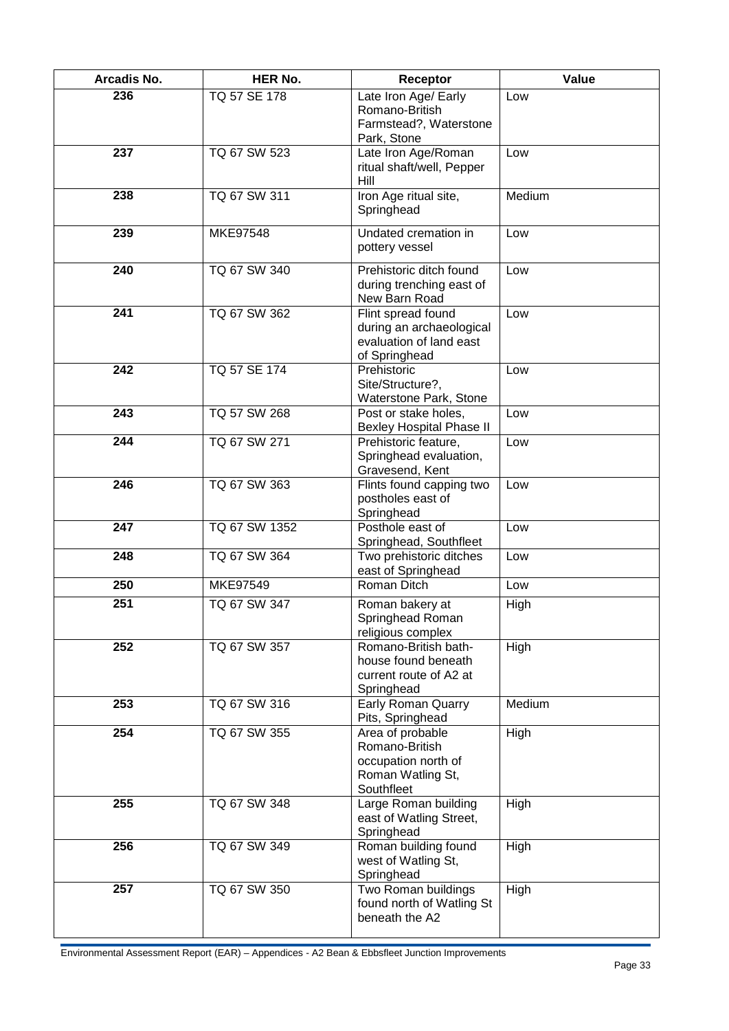| Arcadis No. | HER No. | Receptor | Value |
|---|---|---|---|
| 236 | TQ 57 SE 178 | Late Iron Age/ Early Romano-British Farmstead?, Waterstone Park, Stone | Low |
| 237 | TQ 67 SW 523 | Late Iron Age/Roman ritual shaft/well, Pepper Hill | Low |
| 238 | TQ 67 SW 311 | Iron Age ritual site, Springhead | Medium |
| 239 | MKE97548 | Undated cremation in pottery vessel | Low |
| 240 | TQ 67 SW 340 | Prehistoric ditch found during trenching east of New Barn Road | Low |
| 241 | TQ 67 SW 362 | Flint spread found during an archaeological evaluation of land east of Springhead | Low |
| 242 | TQ 57 SE 174 | Prehistoric Site/Structure?, Waterstone Park, Stone | Low |
| 243 | TQ 57 SW 268 | Post or stake holes, Bexley Hospital Phase II | Low |
| 244 | TQ 67 SW 271 | Prehistoric feature, Springhead evaluation, Gravesend, Kent | Low |
| 246 | TQ 67 SW 363 | Flints found capping two postholes east of Springhead | Low |
| 247 | TQ 67 SW 1352 | Posthole east of Springhead, Southfleet | Low |
| 248 | TQ 67 SW 364 | Two prehistoric ditches east of Springhead | Low |
| 250 | MKE97549 | Roman Ditch | Low |
| 251 | TQ 67 SW 347 | Roman bakery at Springhead Roman religious complex | High |
| 252 | TQ 67 SW 357 | Romano-British bath-house found beneath current route of A2 at Springhead | High |
| 253 | TQ 67 SW 316 | Early Roman Quarry Pits, Springhead | Medium |
| 254 | TQ 67 SW 355 | Area of probable Romano-British occupation north of Roman Watling St, Southfleet | High |
| 255 | TQ 67 SW 348 | Large Roman building east of Watling Street, Springhead | High |
| 256 | TQ 67 SW 349 | Roman building found west of Watling St, Springhead | High |
| 257 | TQ 67 SW 350 | Two Roman buildings found north of Watling St beneath the A2 | High |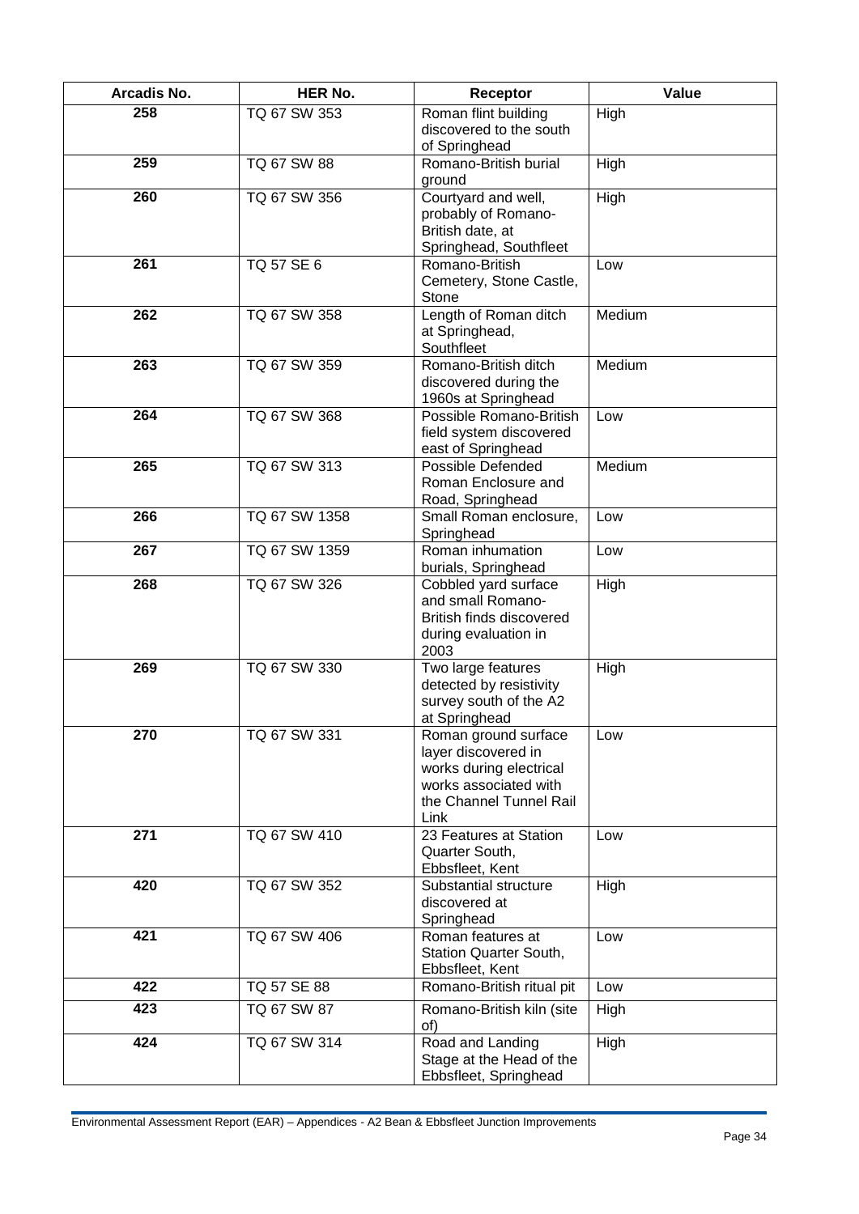| Arcadis No. | HER No. | Receptor | Value |
|---|---|---|---|
| **258** | TQ 67 SW 353 | Roman flint building discovered to the south of Springhead | High |
| **259** | TQ 67 SW 88 | Romano-British burial ground | High |
| **260** | TQ 67 SW 356 | Courtyard and well, probably of Romano-British date, at Springhead, Southfleet | High |
| **261** | TQ 57 SE 6 | Romano-British Cemetery, Stone Castle, Stone | Low |
| **262** | TQ 67 SW 358 | Length of Roman ditch at Springhead, Southfleet | Medium |
| **263** | TQ 67 SW 359 | Romano-British ditch discovered during the 1960s at Springhead | Medium |
| **264** | TQ 67 SW 368 | Possible Romano-British field system discovered east of Springhead | Low |
| **265** | TQ 67 SW 313 | Possible Defended Roman Enclosure and Road, Springhead | Medium |
| **266** | TQ 67 SW 1358 | Small Roman enclosure, Springhead | Low |
| **267** | TQ 67 SW 1359 | Roman inhumation burials, Springhead | Low |
| **268** | TQ 67 SW 326 | Cobbled yard surface and small Romano-British finds discovered during evaluation in 2003 | High |
| **269** | TQ 67 SW 330 | Two large features detected by resistivity survey south of the A2 at Springhead | High |
| **270** | TQ 67 SW 331 | Roman ground surface layer discovered in works during electrical works associated with the Channel Tunnel Rail Link | Low |
| **271** | TQ 67 SW 410 | 23 Features at Station Quarter South, Ebbsfleet, Kent | Low |
| **420** | TQ 67 SW 352 | Substantial structure discovered at Springhead | High |
| **421** | TQ 67 SW 406 | Roman features at Station Quarter South, Ebbsfleet, Kent | Low |
| **422** | TQ 57 SE 88 | Romano-British ritual pit | Low |
| **423** | TQ 67 SW 87 | Romano-British kiln (site of) | High |
| **424** | TQ 67 SW 314 | Road and Landing Stage at the Head of the Ebbsfleet, Springhead | High |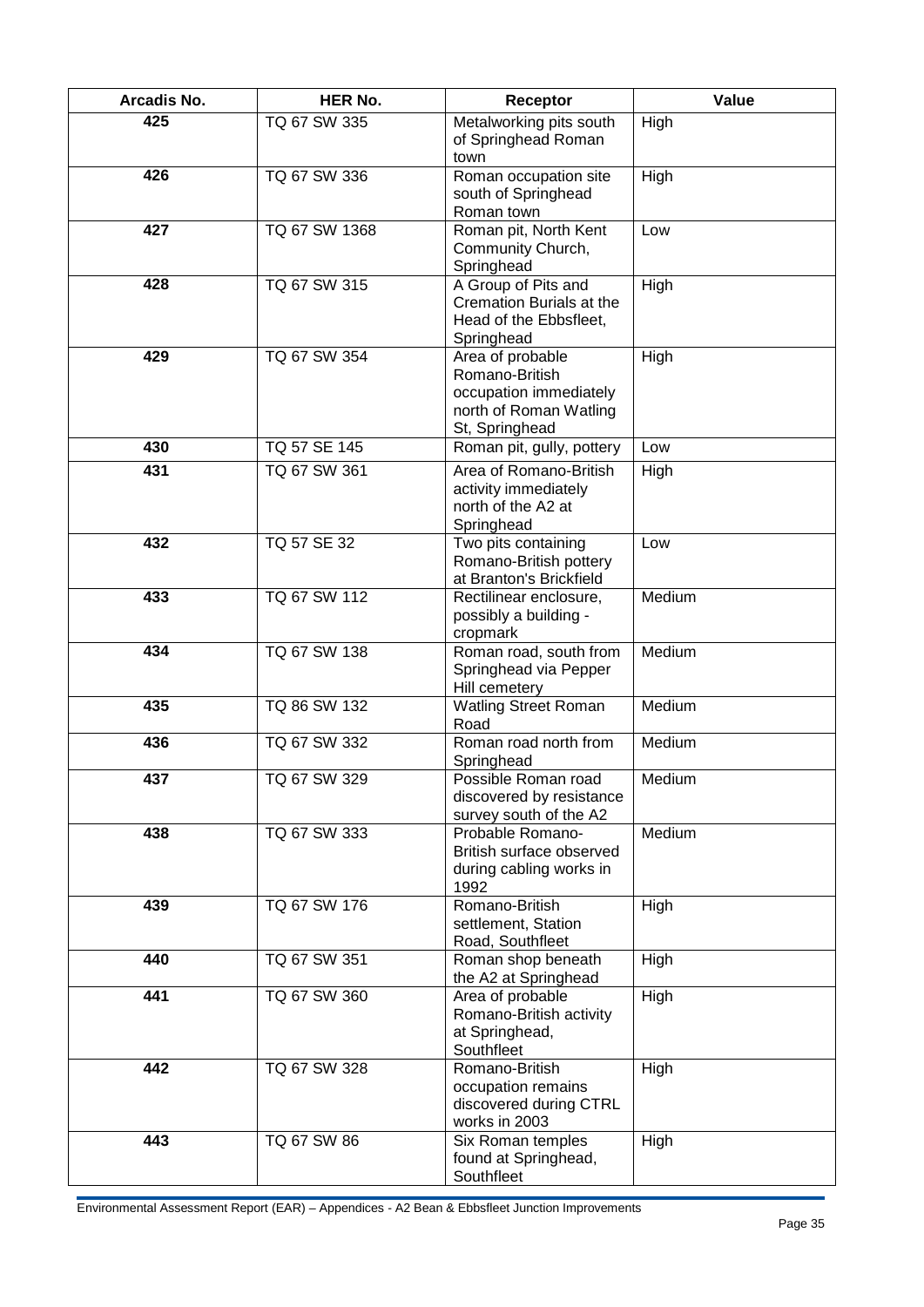| Arcadis No. | HER No. | Receptor | Value |
|---|---|---|---|
| 425 | TQ 67 SW 335 | Metalworking pits south of Springhead Roman town | High |
| 426 | TQ 67 SW 336 | Roman occupation site south of Springhead Roman town | High |
| 427 | TQ 67 SW 1368 | Roman pit, North Kent Community Church, Springhead | Low |
| 428 | TQ 67 SW 315 | A Group of Pits and Cremation Burials at the Head of the Ebbsfleet, Springhead | High |
| 429 | TQ 67 SW 354 | Area of probable Romano-British occupation immediately north of Roman Watling St, Springhead | High |
| 430 | TQ 57 SE 145 | Roman pit, gully, pottery | Low |
| 431 | TQ 67 SW 361 | Area of Romano-British activity immediately north of the A2 at Springhead | High |
| 432 | TQ 57 SE 32 | Two pits containing Romano-British pottery at Branton's Brickfield | Low |
| 433 | TQ 67 SW 112 | Rectilinear enclosure, possibly a building - cropmark | Medium |
| 434 | TQ 67 SW 138 | Roman road, south from Springhead via Pepper Hill cemetery | Medium |
| 435 | TQ 86 SW 132 | Watling Street Roman Road | Medium |
| 436 | TQ 67 SW 332 | Roman road north from Springhead | Medium |
| 437 | TQ 67 SW 329 | Possible Roman road discovered by resistance survey south of the A2 | Medium |
| 438 | TQ 67 SW 333 | Probable Romano-British surface observed during cabling works in 1992 | Medium |
| 439 | TQ 67 SW 176 | Romano-British settlement, Station Road, Southfleet | High |
| 440 | TQ 67 SW 351 | Roman shop beneath the A2 at Springhead | High |
| 441 | TQ 67 SW 360 | Area of probable Romano-British activity at Springhead, Southfleet | High |
| 442 | TQ 67 SW 328 | Romano-British occupation remains discovered during CTRL works in 2003 | High |
| 443 | TQ 67 SW 86 | Six Roman temples found at Springhead, Southfleet | High |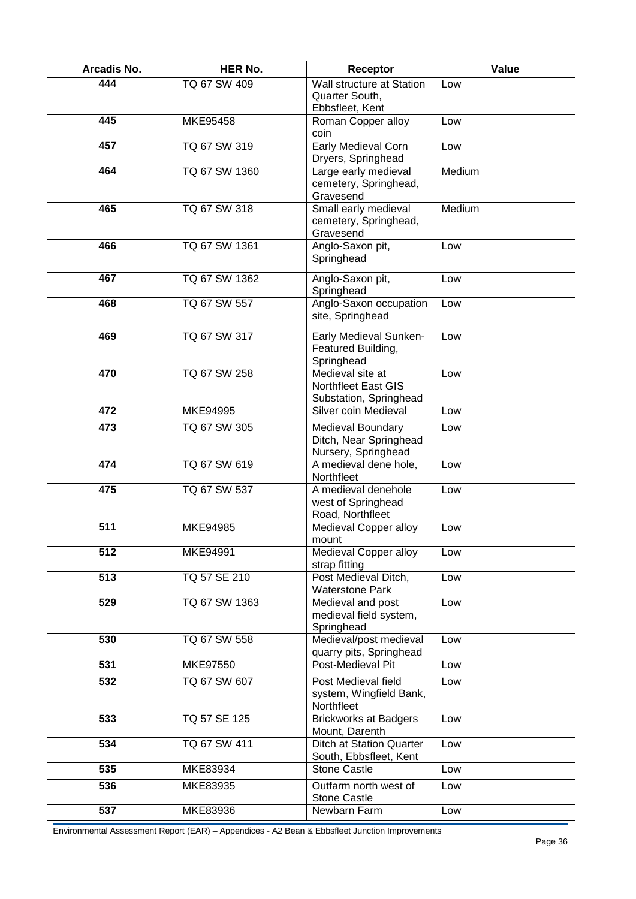| Arcadis No. | HER No. | Receptor | Value |
|---|---|---|---|
| 444 | TQ 67 SW 409 | Wall structure at Station Quarter South, Ebbsfleet, Kent | Low |
| 445 | MKE95458 | Roman Copper alloy coin | Low |
| 457 | TQ 67 SW 319 | Early Medieval Corn Dryers, Springhead | Low |
| 464 | TQ 67 SW 1360 | Large early medieval cemetery, Springhead, Gravesend | Medium |
| 465 | TQ 67 SW 318 | Small early medieval cemetery, Springhead, Gravesend | Medium |
| 466 | TQ 67 SW 1361 | Anglo-Saxon pit, Springhead | Low |
| 467 | TQ 67 SW 1362 | Anglo-Saxon pit, Springhead | Low |
| 468 | TQ 67 SW 557 | Anglo-Saxon occupation site, Springhead | Low |
| 469 | TQ 67 SW 317 | Early Medieval Sunken-Featured Building, Springhead | Low |
| 470 | TQ 67 SW 258 | Medieval site at Northfleet East GIS Substation, Springhead | Low |
| 472 | MKE94995 | Silver coin Medieval | Low |
| 473 | TQ 67 SW 305 | Medieval Boundary Ditch, Near Springhead Nursery, Springhead | Low |
| 474 | TQ 67 SW 619 | A medieval dene hole, Northfleet | Low |
| 475 | TQ 67 SW 537 | A medieval denehole west of Springhead Road, Northfleet | Low |
| 511 | MKE94985 | Medieval Copper alloy mount | Low |
| 512 | MKE94991 | Medieval Copper alloy strap fitting | Low |
| 513 | TQ 57 SE 210 | Post Medieval Ditch, Waterstone Park | Low |
| 529 | TQ 67 SW 1363 | Medieval and post medieval field system, Springhead | Low |
| 530 | TQ 67 SW 558 | Medieval/post medieval quarry pits, Springhead | Low |
| 531 | MKE97550 | Post-Medieval Pit | Low |
| 532 | TQ 67 SW 607 | Post Medieval field system, Wingfield Bank, Northfleet | Low |
| 533 | TQ 57 SE 125 | Brickworks at Badgers Mount, Darenth | Low |
| 534 | TQ 67 SW 411 | Ditch at Station Quarter South, Ebbsfleet, Kent | Low |
| 535 | MKE83934 | Stone Castle | Low |
| 536 | MKE83935 | Outfarm north west of Stone Castle | Low |
| 537 | MKE83936 | Newbarn Farm | Low |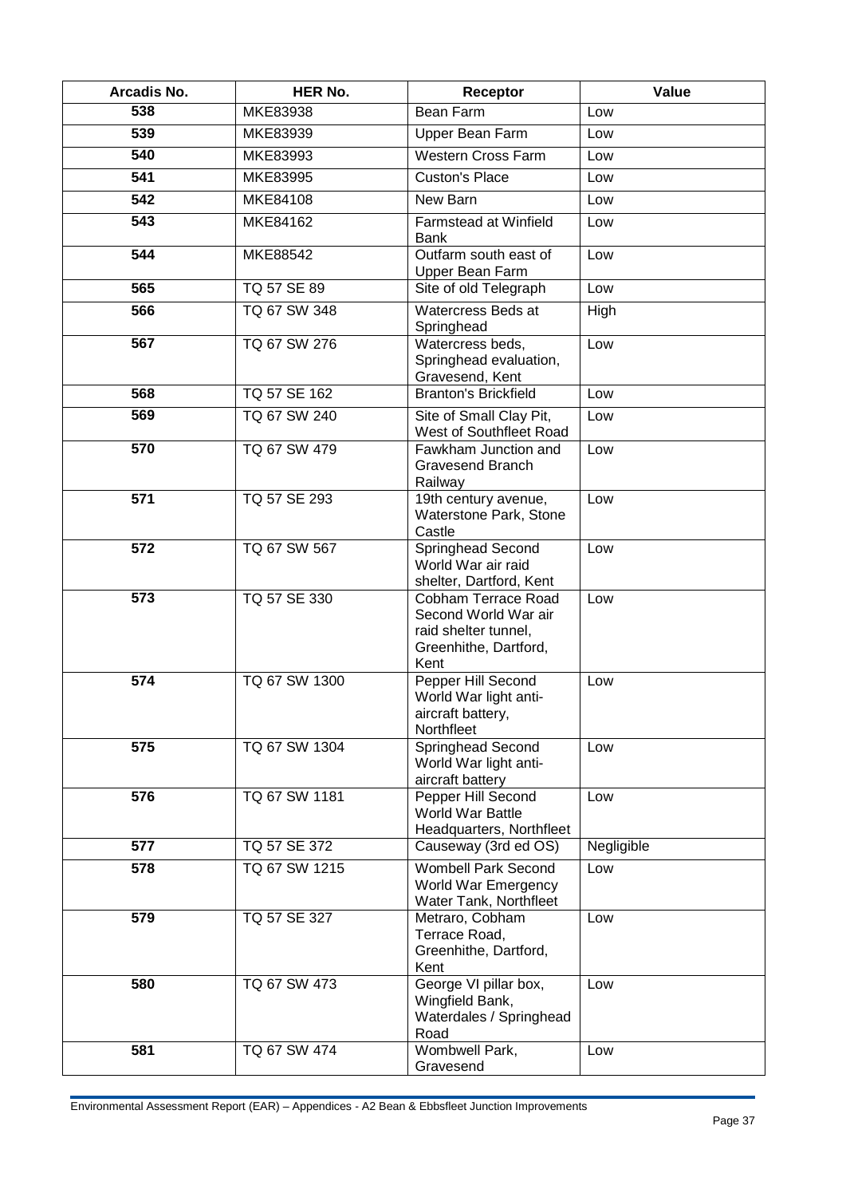| Arcadis No. | HER No. | Receptor | Value |
|---|---|---|---|
| 538 | MKE83938 | Bean Farm | Low |
| 539 | MKE83939 | Upper Bean Farm | Low |
| 540 | MKE83993 | Western Cross Farm | Low |
| 541 | MKE83995 | Custon's Place | Low |
| 542 | MKE84108 | New Barn | Low |
| 543 | MKE84162 | Farmstead at Winfield Bank | Low |
| 544 | MKE88542 | Outfarm south east of Upper Bean Farm | Low |
| 565 | TQ 57 SE 89 | Site of old Telegraph | Low |
| 566 | TQ 67 SW 348 | Watercress Beds at Springhead | High |
| 567 | TQ 67 SW 276 | Watercress beds, Springhead evaluation, Gravesend, Kent | Low |
| 568 | TQ 57 SE 162 | Branton's Brickfield | Low |
| 569 | TQ 67 SW 240 | Site of Small Clay Pit, West of Southfleet Road | Low |
| 570 | TQ 67 SW 479 | Fawkham Junction and Gravesend Branch Railway | Low |
| 571 | TQ 57 SE 293 | 19th century avenue, Waterstone Park, Stone Castle | Low |
| 572 | TQ 67 SW 567 | Springhead Second World War air raid shelter, Dartford, Kent | Low |
| 573 | TQ 57 SE 330 | Cobham Terrace Road Second World War air raid shelter tunnel, Greenhithe, Dartford, Kent | Low |
| 574 | TQ 67 SW 1300 | Pepper Hill Second World War light anti-aircraft battery, Northfleet | Low |
| 575 | TQ 67 SW 1304 | Springhead Second World War light anti-aircraft battery | Low |
| 576 | TQ 67 SW 1181 | Pepper Hill Second World War Battle Headquarters, Northfleet | Low |
| 577 | TQ 57 SE 372 | Causeway (3rd ed OS) | Negligible |
| 578 | TQ 67 SW 1215 | Wombell Park Second World War Emergency Water Tank, Northfleet | Low |
| 579 | TQ 57 SE 327 | Metraro, Cobham Terrace Road, Greenhithe, Dartford, Kent | Low |
| 580 | TQ 67 SW 473 | George VI pillar box, Wingfield Bank, Waterdales / Springhead Road | Low |
| 581 | TQ 67 SW 474 | Wombwell Park, Gravesend | Low |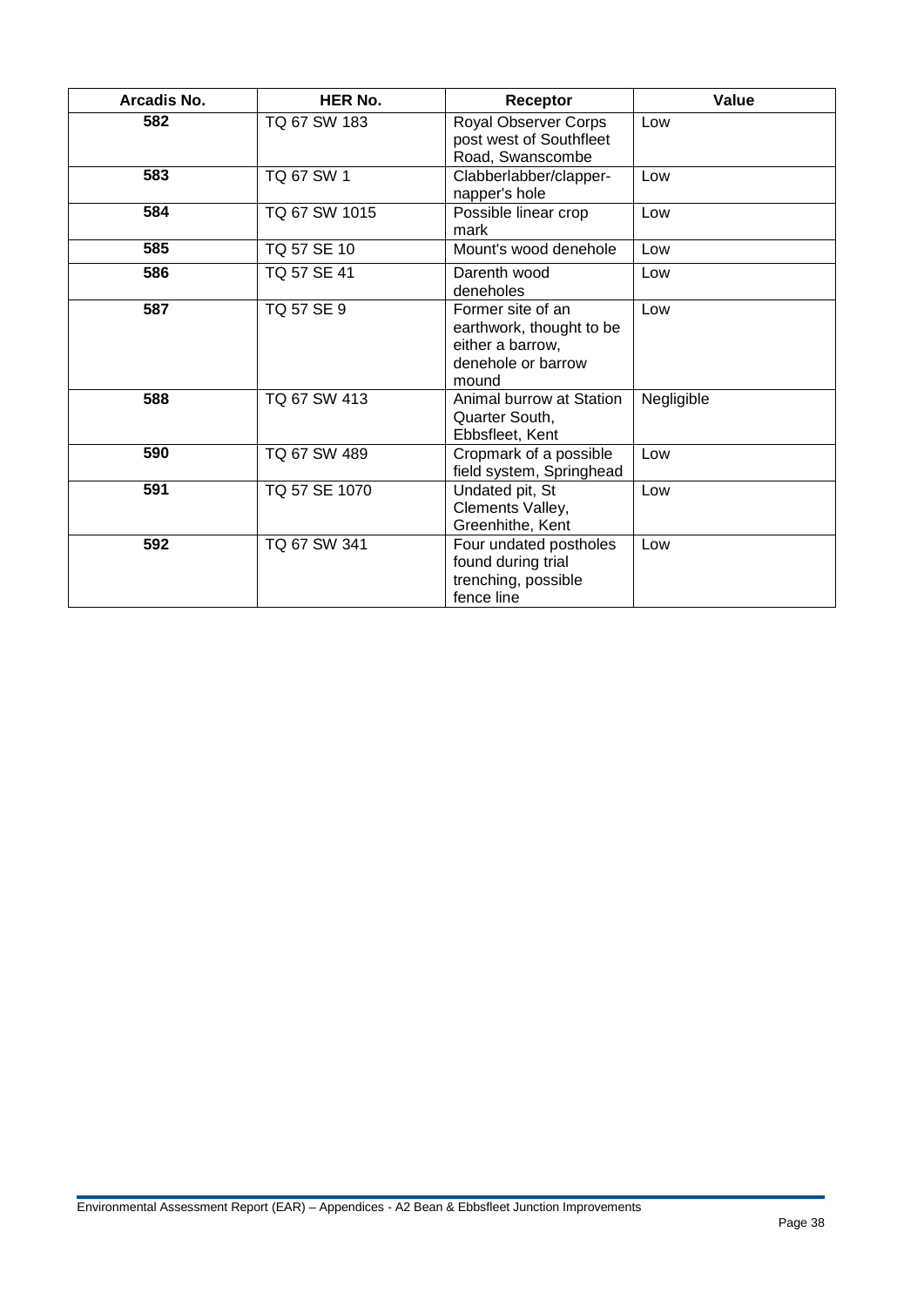| Arcadis No. | HER No. | Receptor | Value |
|---|---|---|---|
| **582** | TQ 67 SW 183 | Royal Observer Corps post west of Southfleet Road, Swanscombe | Low |
| **583** | TQ 67 SW 1 | Clabberlabber/clapper-napper's hole | Low |
| **584** | TQ 67 SW 1015 | Possible linear crop mark | Low |
| **585** | TQ 57 SE 10 | Mount's wood denehole | Low |
| **586** | TQ 57 SE 41 | Darenth wood deneholes | Low |
| **587** | TQ 57 SE 9 | Former site of an earthwork, thought to be either a barrow, denehole or barrow mound | Low |
| **588** | TQ 67 SW 413 | Animal burrow at Station Quarter South, Ebbsfleet, Kent | Negligible |
| **590** | TQ 67 SW 489 | Cropmark of a possible field system, Springhead | Low |
| **591** | TQ 57 SE 1070 | Undated pit, St Clements Valley, Greenhithe, Kent | Low |
| **592** | TQ 67 SW 341 | Four undated postholes found during trial trenching, possible fence line | Low |